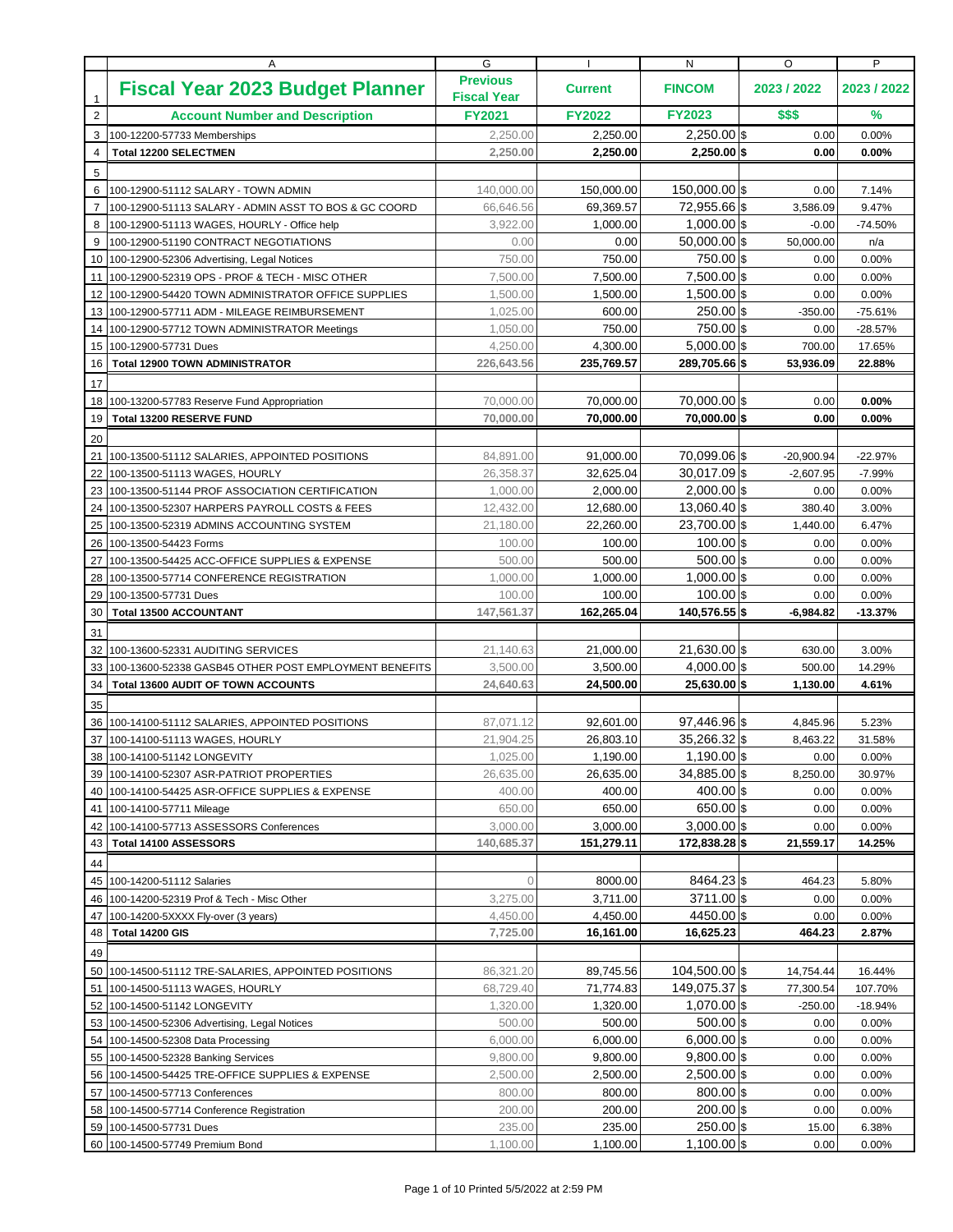| | A | G | I | N | O | P |
|---|---|---|---|---|---|---|
| 1 | **Fiscal Year 2023 Budget Planner** | **Previous Fiscal Year** | **Current** | **FINCOM** | **2023 / 2022** | **2023 / 2022** |
| 2 | **Account Number and Description** | **FY2021** | **FY2022** | **FY2023** | **$$$** | **%** |
| 3 | 100-12200-57733 Memberships | 2,250.00 | 2,250.00 | 2,250.00 $ | 0.00 | 0.00% |
| 4 | **Total 12200 SELECTMEN** | **2,250.00** | **2,250.00** | **2,250.00 $** | **0.00** | **0.00%** |
| 5 | | | | | | |
| 6 | 100-12900-51112 SALARY - TOWN ADMIN | 140,000.00 | 150,000.00 | 150,000.00 $ | 0.00 | 7.14% |
| 7 | 100-12900-51113 SALARY - ADMIN ASST TO BOS & GC COORD | 66,646.56 | 69,369.57 | 72,955.66 $ | 3,586.09 | 9.47% |
| 8 | 100-12900-51113 WAGES, HOURLY - Office help | 3,922.00 | 1,000.00 | 1,000.00 $ | -0.00 | -74.50% |
| 9 | 100-12900-51190 CONTRACT NEGOTIATIONS | 0.00 | 0.00 | 50,000.00 $ | 50,000.00 | n/a |
| 10 | 100-12900-52306 Advertising, Legal Notices | 750.00 | 750.00 | 750.00 $ | 0.00 | 0.00% |
| 11 | 100-12900-52319 OPS - PROF & TECH - MISC OTHER | 7,500.00 | 7,500.00 | 7,500.00 $ | 0.00 | 0.00% |
| 12 | 100-12900-54420 TOWN ADMINISTRATOR OFFICE SUPPLIES | 1,500.00 | 1,500.00 | 1,500.00 $ | 0.00 | 0.00% |
| 13 | 100-12900-57711 ADM - MILEAGE REIMBURSEMENT | 1,025.00 | 600.00 | 250.00 $ | -350.00 | -75.61% |
| 14 | 100-12900-57712 TOWN ADMINISTRATOR Meetings | 1,050.00 | 750.00 | 750.00 $ | 0.00 | -28.57% |
| 15 | 100-12900-57731 Dues | 4,250.00 | 4,300.00 | 5,000.00 $ | 700.00 | 17.65% |
| 16 | **Total 12900 TOWN ADMINISTRATOR** | **226,643.56** | **235,769.57** | **289,705.66 $** | **53,936.09** | **22.88%** |
| 17 | | | | | | |
| 18 | 100-13200-57783 Reserve Fund Appropriation | 70,000.00 | 70,000.00 | 70,000.00 $ | 0.00 | **0.00%** |
| 19 | **Total 13200 RESERVE FUND** | **70,000.00** | **70,000.00** | **70,000.00 $** | **0.00** | **0.00%** |
| 20 | | | | | | |
| 21 | 100-13500-51112 SALARIES, APPOINTED POSITIONS | 84,891.00 | 91,000.00 | 70,099.06 $ | -20,900.94 | -22.97% |
| 22 | 100-13500-51113 WAGES, HOURLY | 26,358.37 | 32,625.04 | 30,017.09 $ | -2,607.95 | -7.99% |
| 23 | 100-13500-51144 PROF ASSOCIATION CERTIFICATION | 1,000.00 | 2,000.00 | 2,000.00 $ | 0.00 | 0.00% |
| 24 | 100-13500-52307 HARPERS PAYROLL COSTS & FEES | 12,432.00 | 12,680.00 | 13,060.40 $ | 380.40 | 3.00% |
| 25 | 100-13500-52319 ADMINS ACCOUNTING SYSTEM | 21,180.00 | 22,260.00 | 23,700.00 $ | 1,440.00 | 6.47% |
| 26 | 100-13500-54423 Forms | 100.00 | 100.00 | 100.00 $ | 0.00 | 0.00% |
| 27 | 100-13500-54425 ACC-OFFICE SUPPLIES & EXPENSE | 500.00 | 500.00 | 500.00 $ | 0.00 | 0.00% |
| 28 | 100-13500-57714 CONFERENCE REGISTRATION | 1,000.00 | 1,000.00 | 1,000.00 $ | 0.00 | 0.00% |
| 29 | 100-13500-57731 Dues | 100.00 | 100.00 | 100.00 $ | 0.00 | 0.00% |
| 30 | **Total 13500 ACCOUNTANT** | **147,561.37** | **162,265.04** | **140,576.55 $** | **-6,984.82** | **-13.37%** |
| 31 | | | | | | |
| 32 | 100-13600-52331 AUDITING SERVICES | 21,140.63 | 21,000.00 | 21,630.00 $ | 630.00 | 3.00% |
| 33 | 100-13600-52338 GASB45 OTHER POST EMPLOYMENT BENEFITS | 3,500.00 | 3,500.00 | 4,000.00 $ | 500.00 | 14.29% |
| 34 | **Total 13600 AUDIT OF TOWN ACCOUNTS** | **24,640.63** | **24,500.00** | **25,630.00 $** | **1,130.00** | **4.61%** |
| 35 | | | | | | |
| 36 | 100-14100-51112 SALARIES, APPOINTED POSITIONS | 87,071.12 | 92,601.00 | 97,446.96 $ | 4,845.96 | 5.23% |
| 37 | 100-14100-51113 WAGES, HOURLY | 21,904.25 | 26,803.10 | 35,266.32 $ | 8,463.22 | 31.58% |
| 38 | 100-14100-51142 LONGEVITY | 1,025.00 | 1,190.00 | 1,190.00 $ | 0.00 | 0.00% |
| 39 | 100-14100-52307 ASR-PATRIOT PROPERTIES | 26,635.00 | 26,635.00 | 34,885.00 $ | 8,250.00 | 30.97% |
| 40 | 100-14100-54425 ASR-OFFICE SUPPLIES & EXPENSE | 400.00 | 400.00 | 400.00 $ | 0.00 | 0.00% |
| 41 | 100-14100-57711 Mileage | 650.00 | 650.00 | 650.00 $ | 0.00 | 0.00% |
| 42 | 100-14100-57713 ASSESSORS Conferences | 3,000.00 | 3,000.00 | 3,000.00 $ | 0.00 | 0.00% |
| 43 | **Total 14100 ASSESSORS** | **140,685.37** | **151,279.11** | **172,838.28 $** | **21,559.17** | **14.25%** |
| 44 | | | | | | |
| 45 | 100-14200-51112 Salaries | 0 | 8000.00 | 8464.23 $ | 464.23 | 5.80% |
| 46 | 100-14200-52319 Prof & Tech - Misc Other | 3,275.00 | 3,711.00 | 3711.00 $ | 0.00 | 0.00% |
| 47 | 100-14200-5XXXX Fly-over (3 years) | 4,450.00 | 4,450.00 | 4450.00 $ | 0.00 | 0.00% |
| 48 | **Total 14200 GIS** | **7,725.00** | **16,161.00** | **16,625.23** | **464.23** | **2.87%** |
| 49 | | | | | | |
| 50 | 100-14500-51112 TRE-SALARIES, APPOINTED POSITIONS | 86,321.20 | 89,745.56 | 104,500.00 $ | 14,754.44 | 16.44% |
| 51 | 100-14500-51113 WAGES, HOURLY | 68,729.40 | 71,774.83 | 149,075.37 $ | 77,300.54 | 107.70% |
| 52 | 100-14500-51142 LONGEVITY | 1,320.00 | 1,320.00 | 1,070.00 $ | -250.00 | -18.94% |
| 53 | 100-14500-52306 Advertising, Legal Notices | 500.00 | 500.00 | 500.00 $ | 0.00 | 0.00% |
| 54 | 100-14500-52308 Data Processing | 6,000.00 | 6,000.00 | 6,000.00 $ | 0.00 | 0.00% |
| 55 | 100-14500-52328 Banking Services | 9,800.00 | 9,800.00 | 9,800.00 $ | 0.00 | 0.00% |
| 56 | 100-14500-54425 TRE-OFFICE SUPPLIES & EXPENSE | 2,500.00 | 2,500.00 | 2,500.00 $ | 0.00 | 0.00% |
| 57 | 100-14500-57713 Conferences | 800.00 | 800.00 | 800.00 $ | 0.00 | 0.00% |
| 58 | 100-14500-57714 Conference Registration | 200.00 | 200.00 | 200.00 $ | 0.00 | 0.00% |
| 59 | 100-14500-57731 Dues | 235.00 | 235.00 | 250.00 $ | 15.00 | 6.38% |
| 60 | 100-14500-57749 Premium Bond | 1,100.00 | 1,100.00 | 1,100.00 $ | 0.00 | 0.00% |

Page 1 of 10 Printed 5/5/2022 at 2:59 PM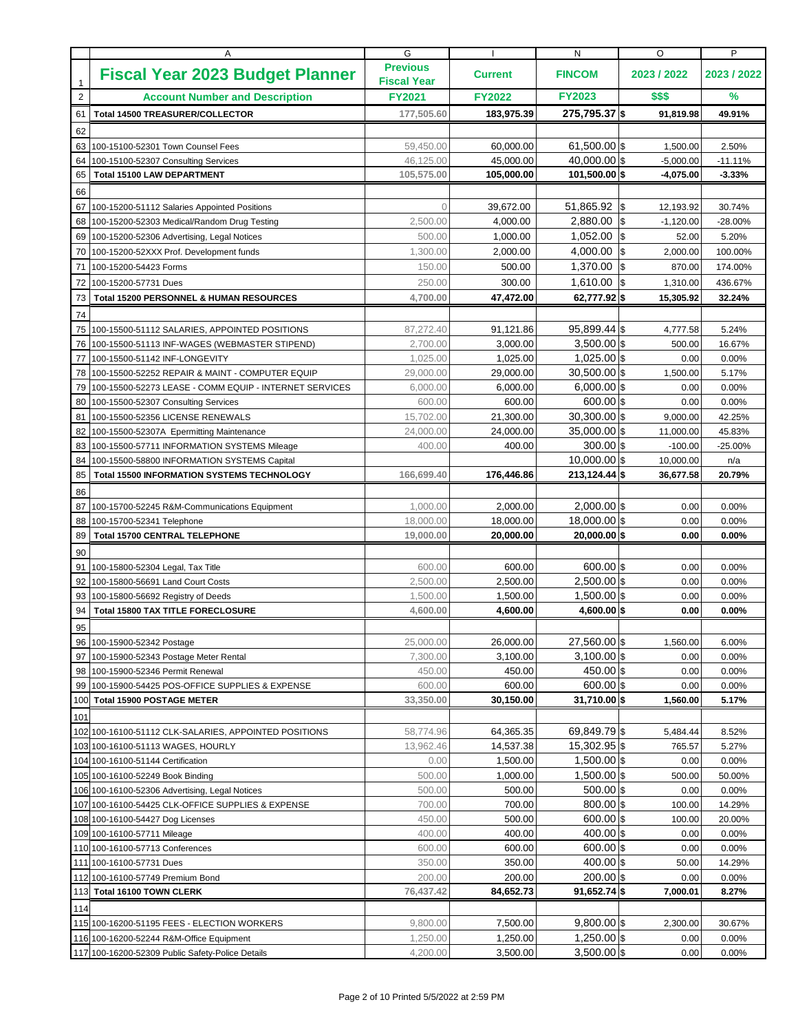| | A | G | I | N | O | P |
|---|---|---|---|---|---|---|
| 1 | **Fiscal Year 2023 Budget Planner** | **Previous Fiscal Year** | **Current** | **FINCOM** | **2023 / 2022** | **2023 / 2022** |
| 2 | **Account Number and Description** | **FY2021** | **FY2022** | **FY2023** | **$$$** | **%** |
| 61 | **Total 14500 TREASURER/COLLECTOR** | 177,505.60 | 183,975.39 | 275,795.37 $ | 91,819.98 | 49.91% |
| 62 | | | | | | |
| 63 | 100-15100-52301 Town Counsel Fees | 59,450.00 | 60,000.00 | 61,500.00 $ | 1,500.00 | 2.50% |
| 64 | 100-15100-52307 Consulting Services | 46,125.00 | 45,000.00 | 40,000.00 $ | -5,000.00 | -11.11% |
| 65 | **Total 15100 LAW DEPARTMENT** | 105,575.00 | 105,000.00 | 101,500.00 $ | -4,075.00 | -3.33% |
| 66 | | | | | | |
| 67 | 100-15200-51112 Salaries Appointed Positions | 0 | 39,672.00 | 51,865.92 $ | 12,193.92 | 30.74% |
| 68 | 100-15200-52303 Medical/Random Drug Testing | 2,500.00 | 4,000.00 | 2,880.00 $ | -1,120.00 | -28.00% |
| 69 | 100-15200-52306 Advertising, Legal Notices | 500.00 | 1,000.00 | 1,052.00 $ | 52.00 | 5.20% |
| 70 | 100-15200-52XXX Prof. Development funds | 1,300.00 | 2,000.00 | 4,000.00 $ | 2,000.00 | 100.00% |
| 71 | 100-15200-54423 Forms | 150.00 | 500.00 | 1,370.00 $ | 870.00 | 174.00% |
| 72 | 100-15200-57731 Dues | 250.00 | 300.00 | 1,610.00 $ | 1,310.00 | 436.67% |
| 73 | **Total 15200 PERSONNEL & HUMAN RESOURCES** | 4,700.00 | 47,472.00 | 62,777.92 $ | 15,305.92 | 32.24% |
| 74 | | | | | | |
| 75 | 100-15500-51112 SALARIES, APPOINTED POSITIONS | 87,272.40 | 91,121.86 | 95,899.44 $ | 4,777.58 | 5.24% |
| 76 | 100-15500-51113 INF-WAGES (WEBMASTER STIPEND) | 2,700.00 | 3,000.00 | 3,500.00 $ | 500.00 | 16.67% |
| 77 | 100-15500-51142 INF-LONGEVITY | 1,025.00 | 1,025.00 | 1,025.00 $ | 0.00 | 0.00% |
| 78 | 100-15500-52252 REPAIR & MAINT - COMPUTER EQUIP | 29,000.00 | 29,000.00 | 30,500.00 $ | 1,500.00 | 5.17% |
| 79 | 100-15500-52273 LEASE - COMM EQUIP - INTERNET SERVICES | 6,000.00 | 6,000.00 | 6,000.00 $ | 0.00 | 0.00% |
| 80 | 100-15500-52307 Consulting Services | 600.00 | 600.00 | 600.00 $ | 0.00 | 0.00% |
| 81 | 100-15500-52356 LICENSE RENEWALS | 15,702.00 | 21,300.00 | 30,300.00 $ | 9,000.00 | 42.25% |
| 82 | 100-15500-52307A Epermitting Maintenance | 24,000.00 | 24,000.00 | 35,000.00 $ | 11,000.00 | 45.83% |
| 83 | 100-15500-57711 INFORMATION SYSTEMS Mileage | 400.00 | 400.00 | 300.00 $ | -100.00 | -25.00% |
| 84 | 100-15500-58800 INFORMATION SYSTEMS Capital | | | 10,000.00 $ | 10,000.00 | n/a |
| 85 | **Total 15500 INFORMATION SYSTEMS TECHNOLOGY** | 166,699.40 | 176,446.86 | 213,124.44 $ | 36,677.58 | 20.79% |
| 86 | | | | | | |
| 87 | 100-15700-52245 R&M-Communications Equipment | 1,000.00 | 2,000.00 | 2,000.00 $ | 0.00 | 0.00% |
| 88 | 100-15700-52341 Telephone | 18,000.00 | 18,000.00 | 18,000.00 $ | 0.00 | 0.00% |
| 89 | **Total 15700 CENTRAL TELEPHONE** | 19,000.00 | 20,000.00 | 20,000.00 $ | 0.00 | 0.00% |
| 90 | | | | | | |
| 91 | 100-15800-52304 Legal, Tax Title | 600.00 | 600.00 | 600.00 $ | 0.00 | 0.00% |
| 92 | 100-15800-56691 Land Court Costs | 2,500.00 | 2,500.00 | 2,500.00 $ | 0.00 | 0.00% |
| 93 | 100-15800-56692 Registry of Deeds | 1,500.00 | 1,500.00 | 1,500.00 $ | 0.00 | 0.00% |
| 94 | **Total 15800 TAX TITLE FORECLOSURE** | 4,600.00 | 4,600.00 | 4,600.00 $ | 0.00 | 0.00% |
| 95 | | | | | | |
| 96 | 100-15900-52342 Postage | 25,000.00 | 26,000.00 | 27,560.00 $ | 1,560.00 | 6.00% |
| 97 | 100-15900-52343 Postage Meter Rental | 7,300.00 | 3,100.00 | 3,100.00 $ | 0.00 | 0.00% |
| 98 | 100-15900-52346 Permit Renewal | 450.00 | 450.00 | 450.00 $ | 0.00 | 0.00% |
| 99 | 100-15900-54425 POS-OFFICE SUPPLIES & EXPENSE | 600.00 | 600.00 | 600.00 $ | 0.00 | 0.00% |
| 100 | **Total 15900 POSTAGE METER** | 33,350.00 | 30,150.00 | 31,710.00 $ | 1,560.00 | 5.17% |
| 101 | | | | | | |
| 102 | 100-16100-51112 CLK-SALARIES, APPOINTED POSITIONS | 58,774.96 | 64,365.35 | 69,849.79 $ | 5,484.44 | 8.52% |
| 103 | 100-16100-51113 WAGES, HOURLY | 13,962.46 | 14,537.38 | 15,302.95 $ | 765.57 | 5.27% |
| 104 | 100-16100-51144 Certification | 0.00 | 1,500.00 | 1,500.00 $ | 0.00 | 0.00% |
| 105 | 100-16100-52249 Book Binding | 500.00 | 1,000.00 | 1,500.00 $ | 500.00 | 50.00% |
| 106 | 100-16100-52306 Advertising, Legal Notices | 500.00 | 500.00 | 500.00 $ | 0.00 | 0.00% |
| 107 | 100-16100-54425 CLK-OFFICE SUPPLIES & EXPENSE | 700.00 | 700.00 | 800.00 $ | 100.00 | 14.29% |
| 108 | 100-16100-54427 Dog Licenses | 450.00 | 500.00 | 600.00 $ | 100.00 | 20.00% |
| 109 | 100-16100-57711 Mileage | 400.00 | 400.00 | 400.00 $ | 0.00 | 0.00% |
| 110 | 100-16100-57713 Conferences | 600.00 | 600.00 | 600.00 $ | 0.00 | 0.00% |
| 111 | 100-16100-57731 Dues | 350.00 | 350.00 | 400.00 $ | 50.00 | 14.29% |
| 112 | 100-16100-57749 Premium Bond | 200.00 | 200.00 | 200.00 $ | 0.00 | 0.00% |
| 113 | **Total 16100 TOWN CLERK** | 76,437.42 | 84,652.73 | 91,652.74 $ | 7,000.01 | 8.27% |
| 114 | | | | | | |
| 115 | 100-16200-51195 FEES - ELECTION WORKERS | 9,800.00 | 7,500.00 | 9,800.00 $ | 2,300.00 | 30.67% |
| 116 | 100-16200-52244 R&M-Office Equipment | 1,250.00 | 1,250.00 | 1,250.00 $ | 0.00 | 0.00% |
| 117 | 100-16200-52309 Public Safety-Police Details | 4,200.00 | 3,500.00 | 3,500.00 $ | 0.00 | 0.00% |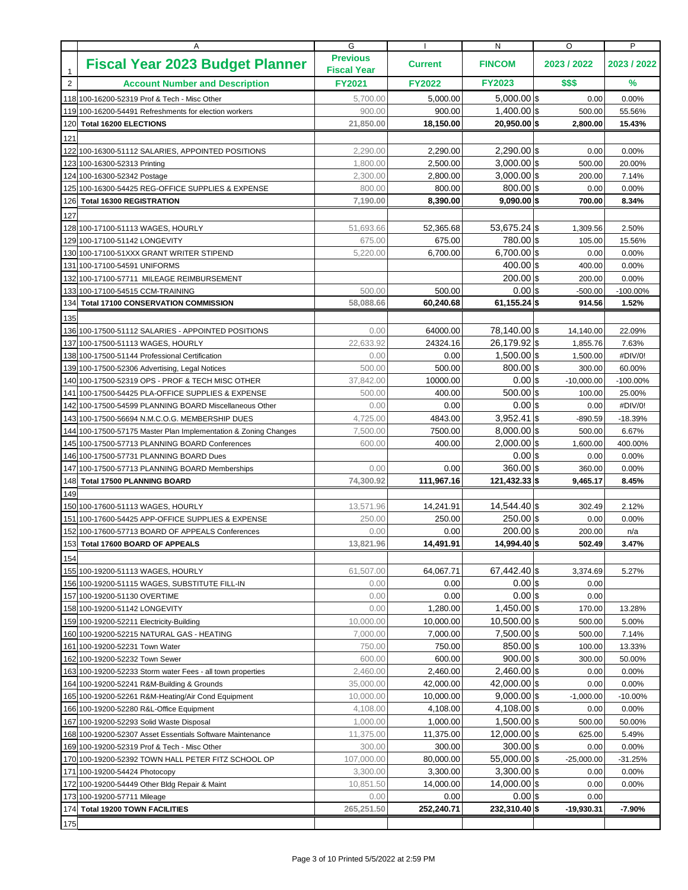| | A | G | I | N | O | P |
|---|---|---|---|---|---|---|
| 1 | **Fiscal Year 2023 Budget Planner** | **Previous Fiscal Year** | **Current** | **FINCOM** | **2023 / 2022** | **2023 / 2022** |
| 2 | **Account Number and Description** | **FY2021** | **FY2022** | **FY2023** | **$$$** | **%** |
| 118 | 100-16200-52319 Prof & Tech - Misc Other | 5,700.00 | 5,000.00 | 5,000.00 | $ 0.00 | 0.00% |
| 119 | 100-16200-54491 Refreshments for election workers | 900.00 | 900.00 | 1,400.00 | $ 500.00 | 55.56% |
| 120 | **Total 16200 ELECTIONS** | **21,850.00** | **18,150.00** | **20,950.00** | **$ 2,800.00** | **15.43%** |
| 121 | | | | | | |
| 122 | 100-16300-51112 SALARIES, APPOINTED POSITIONS | 2,290.00 | 2,290.00 | 2,290.00 | $ 0.00 | 0.00% |
| 123 | 100-16300-52313 Printing | 1,800.00 | 2,500.00 | 3,000.00 | $ 500.00 | 20.00% |
| 124 | 100-16300-52342 Postage | 2,300.00 | 2,800.00 | 3,000.00 | $ 200.00 | 7.14% |
| 125 | 100-16300-54425 REG-OFFICE SUPPLIES & EXPENSE | 800.00 | 800.00 | 800.00 | $ 0.00 | 0.00% |
| 126 | **Total 16300 REGISTRATION** | **7,190.00** | **8,390.00** | **9,090.00** | **$ 700.00** | **8.34%** |
| 127 | | | | | | |
| 128 | 100-17100-51113 WAGES, HOURLY | 51,693.66 | 52,365.68 | 53,675.24 | $ 1,309.56 | 2.50% |
| 129 | 100-17100-51142 LONGEVITY | 675.00 | 675.00 | 780.00 | $ 105.00 | 15.56% |
| 130 | 100-17100-51XXX GRANT WRITER STIPEND | 5,220.00 | 6,700.00 | 6,700.00 | $ 0.00 | 0.00% |
| 131 | 100-17100-54591 UNIFORMS | | | 400.00 | $ 400.00 | 0.00% |
| 132 | 100-17100-57711 MILEAGE REIMBURSEMENT | | | 200.00 | $ 200.00 | 0.00% |
| 133 | 100-17100-54515 CCM-TRAINING | 500.00 | 500.00 | 0.00 | $ -500.00 | -100.00% |
| 134 | **Total 17100 CONSERVATION COMMISSION** | **58,088.66** | **60,240.68** | **61,155.24** | **$ 914.56** | **1.52%** |
| 135 | | | | | | |
| 136 | 100-17500-51112 SALARIES - APPOINTED POSITIONS | 0.00 | 64000.00 | 78,140.00 | $ 14,140.00 | 22.09% |
| 137 | 100-17500-51113 WAGES, HOURLY | 22,633.92 | 24324.16 | 26,179.92 | $ 1,855.76 | 7.63% |
| 138 | 100-17500-51144 Professional Certification | 0.00 | 0.00 | 1,500.00 | $ 1,500.00 | #DIV/0! |
| 139 | 100-17500-52306 Advertising, Legal Notices | 500.00 | 500.00 | 800.00 | $ 300.00 | 60.00% |
| 140 | 100-17500-52319 OPS - PROF & TECH MISC OTHER | 37,842.00 | 10000.00 | 0.00 | $ -10,000.00 | -100.00% |
| 141 | 100-17500-54425 PLA-OFFICE SUPPLIES & EXPENSE | 500.00 | 400.00 | 500.00 | $ 100.00 | 25.00% |
| 142 | 100-17500-54599 PLANNING BOARD Miscellaneous Other | 0.00 | 0.00 | 0.00 | $ 0.00 | #DIV/0! |
| 143 | 100-17500-56694 N.M.C.O.G. MEMBERSHIP DUES | 4,725.00 | 4843.00 | 3,952.41 | $ -890.59 | -18.39% |
| 144 | 100-17500-57175 Master Plan Implementation & Zoning Changes | 7,500.00 | 7500.00 | 8,000.00 | $ 500.00 | 6.67% |
| 145 | 100-17500-57713 PLANNING BOARD Conferences | 600.00 | 400.00 | 2,000.00 | $ 1,600.00 | 400.00% |
| 146 | 100-17500-57731 PLANNING BOARD Dues | | | 0.00 | $ 0.00 | 0.00% |
| 147 | 100-17500-57713 PLANNING BOARD Memberships | 0.00 | 0.00 | 360.00 | $ 360.00 | 0.00% |
| 148 | **Total 17500 PLANNING BOARD** | **74,300.92** | **111,967.16** | **121,432.33** | **$ 9,465.17** | **8.45%** |
| 149 | | | | | | |
| 150 | 100-17600-51113 WAGES, HOURLY | 13,571.96 | 14,241.91 | 14,544.40 | $ 302.49 | 2.12% |
| 151 | 100-17600-54425 APP-OFFICE SUPPLIES & EXPENSE | 250.00 | 250.00 | 250.00 | $ 0.00 | 0.00% |
| 152 | 100-17600-57713 BOARD OF APPEALS Conferences | 0.00 | 0.00 | 200.00 | $ 200.00 | n/a |
| 153 | **Total 17600 BOARD OF APPEALS** | **13,821.96** | **14,491.91** | **14,994.40** | **$ 502.49** | **3.47%** |
| 154 | | | | | | |
| 155 | 100-19200-51113 WAGES, HOURLY | 61,507.00 | 64,067.71 | 67,442.40 | $ 3,374.69 | 5.27% |
| 156 | 100-19200-51115 WAGES, SUBSTITUTE FILL-IN | 0.00 | 0.00 | 0.00 | $ 0.00 | |
| 157 | 100-19200-51130 OVERTIME | 0.00 | 0.00 | 0.00 | $ 0.00 | |
| 158 | 100-19200-51142 LONGEVITY | 0.00 | 1,280.00 | 1,450.00 | $ 170.00 | 13.28% |
| 159 | 100-19200-52211 Electricity-Building | 10,000.00 | 10,000.00 | 10,500.00 | $ 500.00 | 5.00% |
| 160 | 100-19200-52215 NATURAL GAS - HEATING | 7,000.00 | 7,000.00 | 7,500.00 | $ 500.00 | 7.14% |
| 161 | 100-19200-52231 Town Water | 750.00 | 750.00 | 850.00 | $ 100.00 | 13.33% |
| 162 | 100-19200-52232 Town Sewer | 600.00 | 600.00 | 900.00 | $ 300.00 | 50.00% |
| 163 | 100-19200-52233 Storm water Fees - all town properties | 2,460.00 | 2,460.00 | 2,460.00 | $ 0.00 | 0.00% |
| 164 | 100-19200-52241 R&M-Building & Grounds | 35,000.00 | 42,000.00 | 42,000.00 | $ 0.00 | 0.00% |
| 165 | 100-19200-52261 R&M-Heating/Air Cond Equipment | 10,000.00 | 10,000.00 | 9,000.00 | $ -1,000.00 | -10.00% |
| 166 | 100-19200-52280 R&L-Office Equipment | 4,108.00 | 4,108.00 | 4,108.00 | $ 0.00 | 0.00% |
| 167 | 100-19200-52293 Solid Waste Disposal | 1,000.00 | 1,000.00 | 1,500.00 | $ 500.00 | 50.00% |
| 168 | 100-19200-52307 Asset Essentials Software Maintenance | 11,375.00 | 11,375.00 | 12,000.00 | $ 625.00 | 5.49% |
| 169 | 100-19200-52319 Prof & Tech - Misc Other | 300.00 | 300.00 | 300.00 | $ 0.00 | 0.00% |
| 170 | 100-19200-52392 TOWN HALL PETER FITZ SCHOOL OP | 107,000.00 | 80,000.00 | 55,000.00 | $ -25,000.00 | -31.25% |
| 171 | 100-19200-54424 Photocopy | 3,300.00 | 3,300.00 | 3,300.00 | $ 0.00 | 0.00% |
| 172 | 100-19200-54449 Other Bldg Repair & Maint | 10,851.50 | 14,000.00 | 14,000.00 | $ 0.00 | 0.00% |
| 173 | 100-19200-57711 Mileage | 0.00 | 0.00 | 0.00 | $ 0.00 | |
| 174 | **Total 19200 TOWN FACILITIES** | **265,251.50** | **252,240.71** | **232,310.40** | **$ -19,930.31** | **-7.90%** |
| 175 | | | | | | |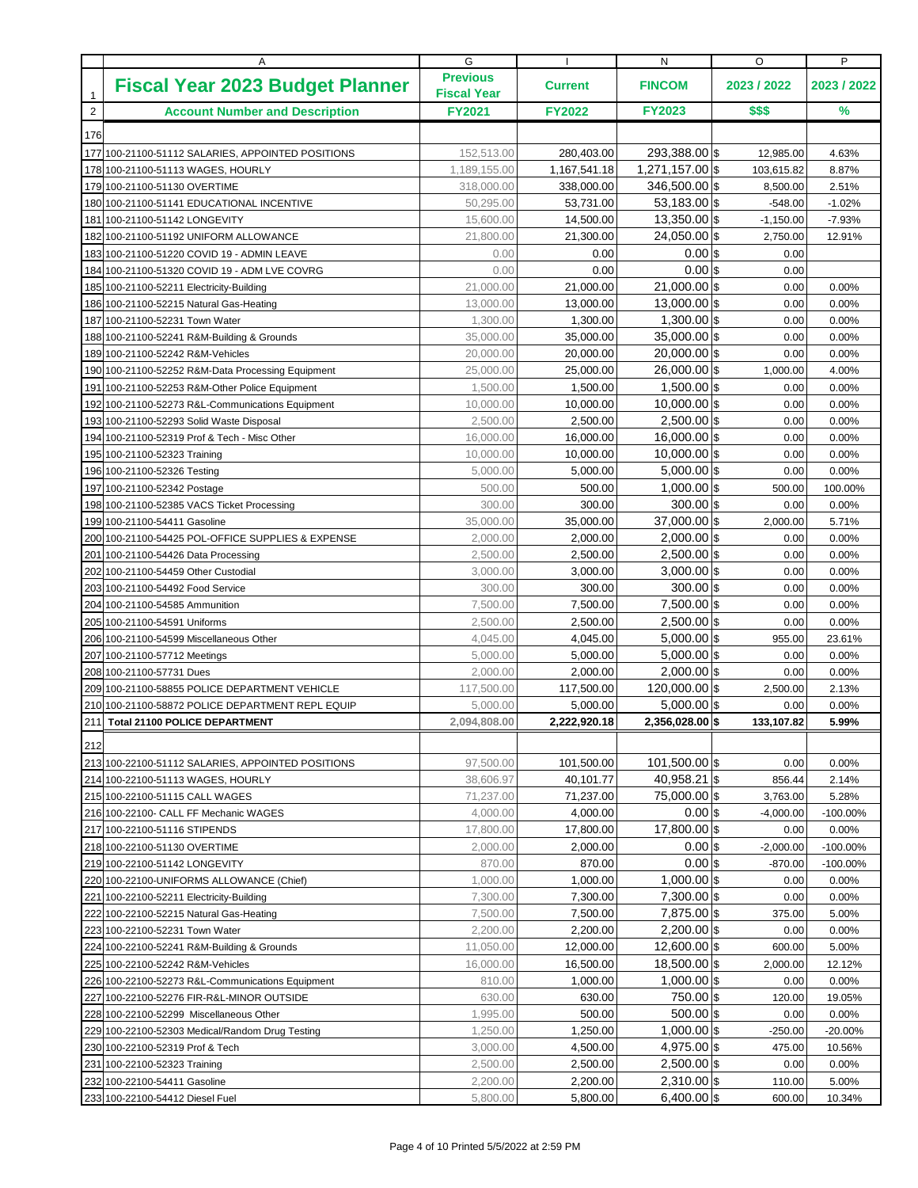| | A | G | I | N | O | P |
|---|---|---|---|---|---|---|
| 1 | **Fiscal Year 2023 Budget Planner** | **Previous Fiscal Year** | **Current** | **FINCOM** | **2023 / 2022** | **2023 / 2022** |
| 2 | **Account Number and Description** | **FY2021** | **FY2022** | **FY2023** | **$$$** | **%** |
| 176 | | | | | | |
| 177 | 100-21100-51112 SALARIES, APPOINTED POSITIONS | 152,513.00 | 280,403.00 | 293,388.00 | $ 12,985.00 | 4.63% |
| 178 | 100-21100-51113 WAGES, HOURLY | 1,189,155.00 | 1,167,541.18 | 1,271,157.00 | $ 103,615.82 | 8.87% |
| 179 | 100-21100-51130 OVERTIME | 318,000.00 | 338,000.00 | 346,500.00 | $ 8,500.00 | 2.51% |
| 180 | 100-21100-51141 EDUCATIONAL INCENTIVE | 50,295.00 | 53,731.00 | 53,183.00 | $ -548.00 | -1.02% |
| 181 | 100-21100-51142 LONGEVITY | 15,600.00 | 14,500.00 | 13,350.00 | $ -1,150.00 | -7.93% |
| 182 | 100-21100-51192 UNIFORM ALLOWANCE | 21,800.00 | 21,300.00 | 24,050.00 | $ 2,750.00 | 12.91% |
| 183 | 100-21100-51220 COVID 19 - ADMIN LEAVE | 0.00 | 0.00 | 0.00 | $ 0.00 | |
| 184 | 100-21100-51320 COVID 19 - ADM LVE COVRG | 0.00 | 0.00 | 0.00 | $ 0.00 | |
| 185 | 100-21100-52211 Electricity-Building | 21,000.00 | 21,000.00 | 21,000.00 | $ 0.00 | 0.00% |
| 186 | 100-21100-52215 Natural Gas-Heating | 13,000.00 | 13,000.00 | 13,000.00 | $ 0.00 | 0.00% |
| 187 | 100-21100-52231 Town Water | 1,300.00 | 1,300.00 | 1,300.00 | $ 0.00 | 0.00% |
| 188 | 100-21100-52241 R&M-Building & Grounds | 35,000.00 | 35,000.00 | 35,000.00 | $ 0.00 | 0.00% |
| 189 | 100-21100-52242 R&M-Vehicles | 20,000.00 | 20,000.00 | 20,000.00 | $ 0.00 | 0.00% |
| 190 | 100-21100-52252 R&M-Data Processing Equipment | 25,000.00 | 25,000.00 | 26,000.00 | $ 1,000.00 | 4.00% |
| 191 | 100-21100-52253 R&M-Other Police Equipment | 1,500.00 | 1,500.00 | 1,500.00 | $ 0.00 | 0.00% |
| 192 | 100-21100-52273 R&L-Communications Equipment | 10,000.00 | 10,000.00 | 10,000.00 | $ 0.00 | 0.00% |
| 193 | 100-21100-52293 Solid Waste Disposal | 2,500.00 | 2,500.00 | 2,500.00 | $ 0.00 | 0.00% |
| 194 | 100-21100-52319 Prof & Tech - Misc Other | 16,000.00 | 16,000.00 | 16,000.00 | $ 0.00 | 0.00% |
| 195 | 100-21100-52323 Training | 10,000.00 | 10,000.00 | 10,000.00 | $ 0.00 | 0.00% |
| 196 | 100-21100-52326 Testing | 5,000.00 | 5,000.00 | 5,000.00 | $ 0.00 | 0.00% |
| 197 | 100-21100-52342 Postage | 500.00 | 500.00 | 1,000.00 | $ 500.00 | 100.00% |
| 198 | 100-21100-52385 VACS Ticket Processing | 300.00 | 300.00 | 300.00 | $ 0.00 | 0.00% |
| 199 | 100-21100-54411 Gasoline | 35,000.00 | 35,000.00 | 37,000.00 | $ 2,000.00 | 5.71% |
| 200 | 100-21100-54425 POL-OFFICE SUPPLIES & EXPENSE | 2,000.00 | 2,000.00 | 2,000.00 | $ 0.00 | 0.00% |
| 201 | 100-21100-54426 Data Processing | 2,500.00 | 2,500.00 | 2,500.00 | $ 0.00 | 0.00% |
| 202 | 100-21100-54459 Other Custodial | 3,000.00 | 3,000.00 | 3,000.00 | $ 0.00 | 0.00% |
| 203 | 100-21100-54492 Food Service | 300.00 | 300.00 | 300.00 | $ 0.00 | 0.00% |
| 204 | 100-21100-54585 Ammunition | 7,500.00 | 7,500.00 | 7,500.00 | $ 0.00 | 0.00% |
| 205 | 100-21100-54591 Uniforms | 2,500.00 | 2,500.00 | 2,500.00 | $ 0.00 | 0.00% |
| 206 | 100-21100-54599 Miscellaneous Other | 4,045.00 | 4,045.00 | 5,000.00 | $ 955.00 | 23.61% |
| 207 | 100-21100-57712 Meetings | 5,000.00 | 5,000.00 | 5,000.00 | $ 0.00 | 0.00% |
| 208 | 100-21100-57731 Dues | 2,000.00 | 2,000.00 | 2,000.00 | $ 0.00 | 0.00% |
| 209 | 100-21100-58855 POLICE DEPARTMENT VEHICLE | 117,500.00 | 117,500.00 | 120,000.00 | $ 2,500.00 | 2.13% |
| 210 | 100-21100-58872 POLICE DEPARTMENT REPL EQUIP | 5,000.00 | 5,000.00 | 5,000.00 | $ 0.00 | 0.00% |
| 211 | **Total 21100 POLICE DEPARTMENT** | **2,094,808.00** | **2,222,920.18** | **2,356,028.00** | **$ 133,107.82** | **5.99%** |
| 212 | | | | | | |
| 213 | 100-22100-51112 SALARIES, APPOINTED POSITIONS | 97,500.00 | 101,500.00 | 101,500.00 | $ 0.00 | 0.00% |
| 214 | 100-22100-51113 WAGES, HOURLY | 38,606.97 | 40,101.77 | 40,958.21 | $ 856.44 | 2.14% |
| 215 | 100-22100-51115 CALL WAGES | 71,237.00 | 71,237.00 | 75,000.00 | $ 3,763.00 | 5.28% |
| 216 | 100-22100- CALL FF Mechanic WAGES | 4,000.00 | 4,000.00 | 0.00 | $ -4,000.00 | -100.00% |
| 217 | 100-22100-51116 STIPENDS | 17,800.00 | 17,800.00 | 17,800.00 | $ 0.00 | 0.00% |
| 218 | 100-22100-51130 OVERTIME | 2,000.00 | 2,000.00 | 0.00 | $ -2,000.00 | -100.00% |
| 219 | 100-22100-51142 LONGEVITY | 870.00 | 870.00 | 0.00 | $ -870.00 | -100.00% |
| 220 | 100-22100-UNIFORMS ALLOWANCE (Chief) | 1,000.00 | 1,000.00 | 1,000.00 | $ 0.00 | 0.00% |
| 221 | 100-22100-52211 Electricity-Building | 7,300.00 | 7,300.00 | 7,300.00 | $ 0.00 | 0.00% |
| 222 | 100-22100-52215 Natural Gas-Heating | 7,500.00 | 7,500.00 | 7,875.00 | $ 375.00 | 5.00% |
| 223 | 100-22100-52231 Town Water | 2,200.00 | 2,200.00 | 2,200.00 | $ 0.00 | 0.00% |
| 224 | 100-22100-52241 R&M-Building & Grounds | 11,050.00 | 12,000.00 | 12,600.00 | $ 600.00 | 5.00% |
| 225 | 100-22100-52242 R&M-Vehicles | 16,000.00 | 16,500.00 | 18,500.00 | $ 2,000.00 | 12.12% |
| 226 | 100-22100-52273 R&L-Communications Equipment | 810.00 | 1,000.00 | 1,000.00 | $ 0.00 | 0.00% |
| 227 | 100-22100-52276 FIR-R&L-MINOR OUTSIDE | 630.00 | 630.00 | 750.00 | $ 120.00 | 19.05% |
| 228 | 100-22100-52299 Miscellaneous Other | 1,995.00 | 500.00 | 500.00 | $ 0.00 | 0.00% |
| 229 | 100-22100-52303 Medical/Random Drug Testing | 1,250.00 | 1,250.00 | 1,000.00 | $ -250.00 | -20.00% |
| 230 | 100-22100-52319 Prof & Tech | 3,000.00 | 4,500.00 | 4,975.00 | $ 475.00 | 10.56% |
| 231 | 100-22100-52323 Training | 2,500.00 | 2,500.00 | 2,500.00 | $ 0.00 | 0.00% |
| 232 | 100-22100-54411 Gasoline | 2,200.00 | 2,200.00 | 2,310.00 | $ 110.00 | 5.00% |
| 233 | 100-22100-54412 Diesel Fuel | 5,800.00 | 5,800.00 | 6,400.00 | $ 600.00 | 10.34% |

Printed 5/5/2022 at 2:59 PM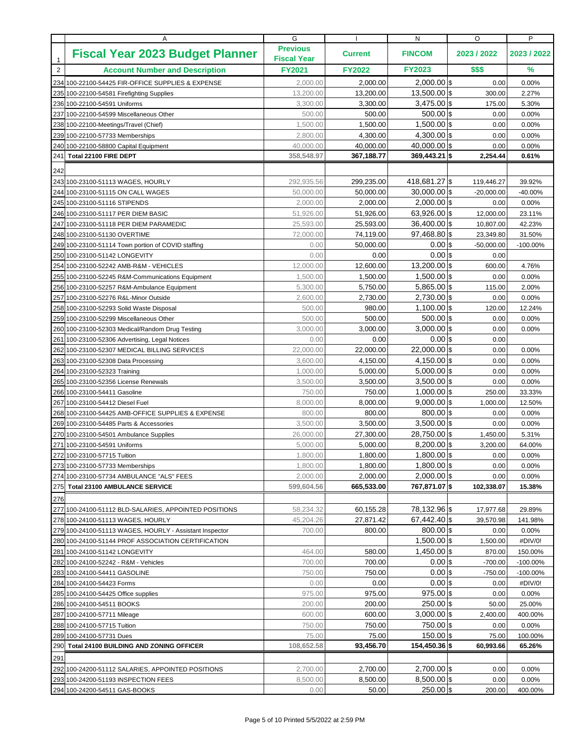| | A | G | I | N | O | P |
|---|---|---|---|---|---|---|
| 1 | **Fiscal Year 2023 Budget Planner** | **Previous Fiscal Year** | **Current** | **FINCOM** | **2023 / 2022** | **2023 / 2022** |
| 2 | **Account Number and Description** | **FY2021** | **FY2022** | **FY2023** | **$$$** | **%** |
| 234 | 100-22100-54425 FIR-OFFICE SUPPLIES & EXPENSE | 2,000.00 | 2,000.00 | 2,000.00 $ | 0.00 | 0.00% |
| 235 | 100-22100-54581 Firefighting Supplies | 13,200.00 | 13,200.00 | 13,500.00 $ | 300.00 | 2.27% |
| 236 | 100-22100-54591 Uniforms | 3,300.00 | 3,300.00 | 3,475.00 $ | 175.00 | 5.30% |
| 237 | 100-22100-54599 Miscellaneous Other | 500.00 | 500.00 | 500.00 $ | 0.00 | 0.00% |
| 238 | 100-22100-Meetings/Travel (Chief) | 1,500.00 | 1,500.00 | 1,500.00 $ | 0.00 | 0.00% |
| 239 | 100-22100-57733 Memberships | 2,800.00 | 4,300.00 | 4,300.00 $ | 0.00 | 0.00% |
| 240 | 100-22100-58800 Capital Equipment | 40,000.00 | 40,000.00 | 40,000.00 $ | 0.00 | 0.00% |
| 241 | **Total 22100 FIRE DEPT** | **358,548.97** | **367,188.77** | **369,443.21 $** | **2,254.44** | **0.61%** |
| 242 | | | | | | |
| 243 | 100-23100-51113 WAGES, HOURLY | 292,935.56 | 299,235.00 | 418,681.27 $ | 119,446.27 | 39.92% |
| 244 | 100-23100-51115 ON CALL WAGES | 50,000.00 | 50,000.00 | 30,000.00 $ | -20,000.00 | -40.00% |
| 245 | 100-23100-51116 STIPENDS | 2,000.00 | 2,000.00 | 2,000.00 $ | 0.00 | 0.00% |
| 246 | 100-23100-51117 PER DIEM BASIC | 51,926.00 | 51,926.00 | 63,926.00 $ | 12,000.00 | 23.11% |
| 247 | 100-23100-51118 PER DIEM PARAMEDIC | 25,593.00 | 25,593.00 | 36,400.00 $ | 10,807.00 | 42.23% |
| 248 | 100-23100-51130 OVERTIME | 72,000.00 | 74,119.00 | 97,468.80 $ | 23,349.80 | 31.50% |
| 249 | 100-23100-51114 Town portion of COVID staffing | 0.00 | 50,000.00 | 0.00 $ | -50,000.00 | -100.00% |
| 250 | 100-23100-51142 LONGEVITY | 0.00 | 0.00 | 0.00 $ | 0.00 | |
| 254 | 100-23100-52242 AMB-R&M - VEHICLES | 12,000.00 | 12,600.00 | 13,200.00 $ | 600.00 | 4.76% |
| 255 | 100-23100-52245 R&M-Communications Equipment | 1,500.00 | 1,500.00 | 1,500.00 $ | 0.00 | 0.00% |
| 256 | 100-23100-52257 R&M-Ambulance Equipment | 5,300.00 | 5,750.00 | 5,865.00 $ | 115.00 | 2.00% |
| 257 | 100-23100-52276 R&L-Minor Outside | 2,600.00 | 2,730.00 | 2,730.00 $ | 0.00 | 0.00% |
| 258 | 100-23100-52293 Solid Waste Disposal | 500.00 | 980.00 | 1,100.00 $ | 120.00 | 12.24% |
| 259 | 100-23100-52299 Miscellaneous Other | 500.00 | 500.00 | 500.00 $ | 0.00 | 0.00% |
| 260 | 100-23100-52303 Medical/Random Drug Testing | 3,000.00 | 3,000.00 | 3,000.00 $ | 0.00 | 0.00% |
| 261 | 100-23100-52306 Advertising, Legal Notices | 0.00 | 0.00 | 0.00 $ | 0.00 | |
| 262 | 100-23100-52307 MEDICAL BILLING SERVICES | 22,000.00 | 22,000.00 | 22,000.00 $ | 0.00 | 0.00% |
| 263 | 100-23100-52308 Data Processing | 3,600.00 | 4,150.00 | 4,150.00 $ | 0.00 | 0.00% |
| 264 | 100-23100-52323 Training | 1,000.00 | 5,000.00 | 5,000.00 $ | 0.00 | 0.00% |
| 265 | 100-23100-52356 License Renewals | 3,500.00 | 3,500.00 | 3,500.00 $ | 0.00 | 0.00% |
| 266 | 100-23100-54411 Gasoline | 750.00 | 750.00 | 1,000.00 $ | 250.00 | 33.33% |
| 267 | 100-23100-54412 Diesel Fuel | 8,000.00 | 8,000.00 | 9,000.00 $ | 1,000.00 | 12.50% |
| 268 | 100-23100-54425 AMB-OFFICE SUPPLIES & EXPENSE | 800.00 | 800.00 | 800.00 $ | 0.00 | 0.00% |
| 269 | 100-23100-54485 Parts & Accessories | 3,500.00 | 3,500.00 | 3,500.00 $ | 0.00 | 0.00% |
| 270 | 100-23100-54501 Ambulance Supplies | 26,000.00 | 27,300.00 | 28,750.00 $ | 1,450.00 | 5.31% |
| 271 | 100-23100-54591 Uniforms | 5,000.00 | 5,000.00 | 8,200.00 $ | 3,200.00 | 64.00% |
| 272 | 100-23100-57715 Tuition | 1,800.00 | 1,800.00 | 1,800.00 $ | 0.00 | 0.00% |
| 273 | 100-23100-57733 Memberships | 1,800.00 | 1,800.00 | 1,800.00 $ | 0.00 | 0.00% |
| 274 | 100-23100-57734 AMBULANCE "ALS" FEES | 2,000.00 | 2,000.00 | 2,000.00 $ | 0.00 | 0.00% |
| 275 | **Total 23100 AMBULANCE SERVICE** | **599,604.56** | **665,533.00** | **767,871.07 $** | **102,338.07** | **15.38%** |
| 276 | | | | | | |
| 277 | 100-24100-51112 BLD-SALARIES, APPOINTED POSITIONS | 58,234.32 | 60,155.28 | 78,132.96 $ | 17,977.68 | 29.89% |
| 278 | 100-24100-51113 WAGES, HOURLY | 45,204.26 | 27,871.42 | 67,442.40 $ | 39,570.98 | 141.98% |
| 279 | 100-24100-51113 WAGES, HOURLY - Assistant Inspector | 700.00 | 800.00 | 800.00 $ | 0.00 | 0.00% |
| 280 | 100-24100-51144 PROF ASSOCIATION CERTIFICATION | | | 1,500.00 $ | 1,500.00 | #DIV/0! |
| 281 | 100-24100-51142 LONGEVITY | 464.00 | 580.00 | 1,450.00 $ | 870.00 | 150.00% |
| 282 | 100-24100-52242 - R&M - Vehicles | 700.00 | 700.00 | 0.00 $ | -700.00 | -100.00% |
| 283 | 100-24100-54411 GASOLINE | 750.00 | 750.00 | 0.00 $ | -750.00 | -100.00% |
| 284 | 100-24100-54423 Forms | 0.00 | 0.00 | 0.00 $ | 0.00 | #DIV/0! |
| 285 | 100-24100-54425 Office supplies | 975.00 | 975.00 | 975.00 $ | 0.00 | 0.00% |
| 286 | 100-24100-54511 BOOKS | 200.00 | 200.00 | 250.00 $ | 50.00 | 25.00% |
| 287 | 100-24100-57711 Mileage | 600.00 | 600.00 | 3,000.00 $ | 2,400.00 | 400.00% |
| 288 | 100-24100-57715 Tuition | 750.00 | 750.00 | 750.00 $ | 0.00 | 0.00% |
| 289 | 100-24100-57731 Dues | 75.00 | 75.00 | 150.00 $ | 75.00 | 100.00% |
| 290 | **Total 24100 BUILDING AND ZONING OFFICER** | **108,652.58** | **93,456.70** | **154,450.36 $** | **60,993.66** | **65.26%** |
| 291 | | | | | | |
| 292 | 100-24200-51112 SALARIES, APPOINTED POSITIONS | 2,700.00 | 2,700.00 | 2,700.00 $ | 0.00 | 0.00% |
| 293 | 100-24200-51193 INSPECTION FEES | 8,500.00 | 8,500.00 | 8,500.00 $ | 0.00 | 0.00% |
| 294 | 100-24200-54511 GAS-BOOKS | 0.00 | 50.00 | 250.00 $ | 200.00 | 400.00% |

Printed 5/5/2022 at 2:59 PM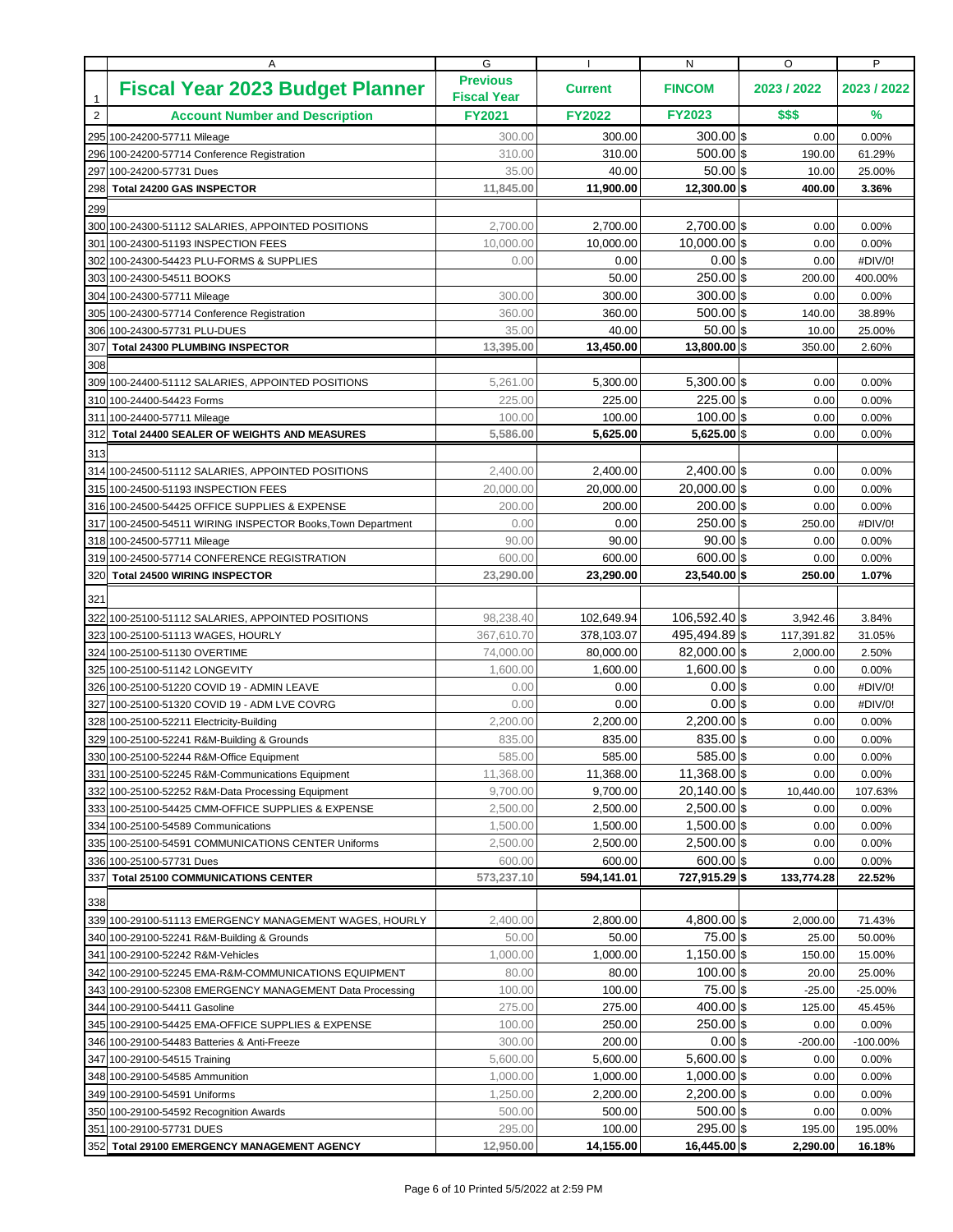| | A | G | I | N | O | P |
|---|---|---|---|---|---|---|
| 1 | **Fiscal Year 2023 Budget Planner** | **Previous Fiscal Year** | **Current** | **FINCOM** | **2023 / 2022** | **2023 / 2022** |
| 2 | **Account Number and Description** | **FY2021** | **FY2022** | **FY2023** | **$$$** | **%** |
| 295 | 100-24200-57711 Mileage | 300.00 | 300.00 | 300.00 | $ 0.00 | 0.00% |
| 296 | 100-24200-57714 Conference Registration | 310.00 | 310.00 | 500.00 | $ 190.00 | 61.29% |
| 297 | 100-24200-57731 Dues | 35.00 | 40.00 | 50.00 | $ 10.00 | 25.00% |
| 298 | **Total 24200 GAS INSPECTOR** | **11,845.00** | **11,900.00** | **12,300.00** | **$ 400.00** | **3.36%** |
| 299 | | | | | | |
| 300 | 100-24300-51112 SALARIES, APPOINTED POSITIONS | 2,700.00 | 2,700.00 | 2,700.00 | $ 0.00 | 0.00% |
| 301 | 100-24300-51193 INSPECTION FEES | 10,000.00 | 10,000.00 | 10,000.00 | $ 0.00 | 0.00% |
| 302 | 100-24300-54423 PLU-FORMS & SUPPLIES | 0.00 | 0.00 | 0.00 | $ 0.00 | #DIV/0! |
| 303 | 100-24300-54511 BOOKS | | 50.00 | 250.00 | $ 200.00 | 400.00% |
| 304 | 100-24300-57711 Mileage | 300.00 | 300.00 | 300.00 | $ 0.00 | 0.00% |
| 305 | 100-24300-57714 Conference Registration | 360.00 | 360.00 | 500.00 | $ 140.00 | 38.89% |
| 306 | 100-24300-57731 PLU-DUES | 35.00 | 40.00 | 50.00 | $ 10.00 | 25.00% |
| 307 | **Total 24300 PLUMBING INSPECTOR** | **13,395.00** | **13,450.00** | **13,800.00** | $ 350.00 | 2.60% |
| 308 | | | | | | |
| 309 | 100-24400-51112 SALARIES, APPOINTED POSITIONS | 5,261.00 | 5,300.00 | 5,300.00 | $ 0.00 | 0.00% |
| 310 | 100-24400-54423 Forms | 225.00 | 225.00 | 225.00 | $ 0.00 | 0.00% |
| 311 | 100-24400-57711 Mileage | 100.00 | 100.00 | 100.00 | $ 0.00 | 0.00% |
| 312 | **Total 24400 SEALER OF WEIGHTS AND MEASURES** | **5,586.00** | **5,625.00** | **5,625.00** | $ 0.00 | 0.00% |
| 313 | | | | | | |
| 314 | 100-24500-51112 SALARIES, APPOINTED POSITIONS | 2,400.00 | 2,400.00 | 2,400.00 | $ 0.00 | 0.00% |
| 315 | 100-24500-51193 INSPECTION FEES | 20,000.00 | 20,000.00 | 20,000.00 | $ 0.00 | 0.00% |
| 316 | 100-24500-54425 OFFICE SUPPLIES & EXPENSE | 200.00 | 200.00 | 200.00 | $ 0.00 | 0.00% |
| 317 | 100-24500-54511 WIRING INSPECTOR Books,Town Department | 0.00 | 0.00 | 250.00 | $ 250.00 | #DIV/0! |
| 318 | 100-24500-57711 Mileage | 90.00 | 90.00 | 90.00 | $ 0.00 | 0.00% |
| 319 | 100-24500-57714 CONFERENCE REGISTRATION | 600.00 | 600.00 | 600.00 | $ 0.00 | 0.00% |
| 320 | **Total 24500 WIRING INSPECTOR** | **23,290.00** | **23,290.00** | **23,540.00** | **$ 250.00** | **1.07%** |
| 321 | | | | | | |
| 322 | 100-25100-51112 SALARIES, APPOINTED POSITIONS | 98,238.40 | 102,649.94 | 106,592.40 | $ 3,942.46 | 3.84% |
| 323 | 100-25100-51113 WAGES, HOURLY | 367,610.70 | 378,103.07 | 495,494.89 | $ 117,391.82 | 31.05% |
| 324 | 100-25100-51130 OVERTIME | 74,000.00 | 80,000.00 | 82,000.00 | $ 2,000.00 | 2.50% |
| 325 | 100-25100-51142 LONGEVITY | 1,600.00 | 1,600.00 | 1,600.00 | $ 0.00 | 0.00% |
| 326 | 100-25100-51220 COVID 19 - ADMIN LEAVE | 0.00 | 0.00 | 0.00 | $ 0.00 | #DIV/0! |
| 327 | 100-25100-51320 COVID 19 - ADM LVE COVRG | 0.00 | 0.00 | 0.00 | $ 0.00 | #DIV/0! |
| 328 | 100-25100-52211 Electricity-Building | 2,200.00 | 2,200.00 | 2,200.00 | $ 0.00 | 0.00% |
| 329 | 100-25100-52241 R&M-Building & Grounds | 835.00 | 835.00 | 835.00 | $ 0.00 | 0.00% |
| 330 | 100-25100-52244 R&M-Office Equipment | 585.00 | 585.00 | 585.00 | $ 0.00 | 0.00% |
| 331 | 100-25100-52245 R&M-Communications Equipment | 11,368.00 | 11,368.00 | 11,368.00 | $ 0.00 | 0.00% |
| 332 | 100-25100-52252 R&M-Data Processing Equipment | 9,700.00 | 9,700.00 | 20,140.00 | $ 10,440.00 | 107.63% |
| 333 | 100-25100-54425 CMM-OFFICE SUPPLIES & EXPENSE | 2,500.00 | 2,500.00 | 2,500.00 | $ 0.00 | 0.00% |
| 334 | 100-25100-54589 Communications | 1,500.00 | 1,500.00 | 1,500.00 | $ 0.00 | 0.00% |
| 335 | 100-25100-54591 COMMUNICATIONS CENTER Uniforms | 2,500.00 | 2,500.00 | 2,500.00 | $ 0.00 | 0.00% |
| 336 | 100-25100-57731 Dues | 600.00 | 600.00 | 600.00 | $ 0.00 | 0.00% |
| 337 | **Total 25100 COMMUNICATIONS CENTER** | **573,237.10** | **594,141.01** | **727,915.29** | **$ 133,774.28** | **22.52%** |
| 338 | | | | | | |
| 339 | 100-29100-51113 EMERGENCY MANAGEMENT WAGES, HOURLY | 2,400.00 | 2,800.00 | 4,800.00 | $ 2,000.00 | 71.43% |
| 340 | 100-29100-52241 R&M-Building & Grounds | 50.00 | 50.00 | 75.00 | $ 25.00 | 50.00% |
| 341 | 100-29100-52242 R&M-Vehicles | 1,000.00 | 1,000.00 | 1,150.00 | $ 150.00 | 15.00% |
| 342 | 100-29100-52245 EMA-R&M-COMMUNICATIONS EQUIPMENT | 80.00 | 80.00 | 100.00 | $ 20.00 | 25.00% |
| 343 | 100-29100-52308 EMERGENCY MANAGEMENT Data Processing | 100.00 | 100.00 | 75.00 | $ -25.00 | -25.00% |
| 344 | 100-29100-54411 Gasoline | 275.00 | 275.00 | 400.00 | $ 125.00 | 45.45% |
| 345 | 100-29100-54425 EMA-OFFICE SUPPLIES & EXPENSE | 100.00 | 250.00 | 250.00 | $ 0.00 | 0.00% |
| 346 | 100-29100-54483 Batteries & Anti-Freeze | 300.00 | 200.00 | 0.00 | $ -200.00 | -100.00% |
| 347 | 100-29100-54515 Training | 5,600.00 | 5,600.00 | 5,600.00 | $ 0.00 | 0.00% |
| 348 | 100-29100-54585 Ammunition | 1,000.00 | 1,000.00 | 1,000.00 | $ 0.00 | 0.00% |
| 349 | 100-29100-54591 Uniforms | 1,250.00 | 2,200.00 | 2,200.00 | $ 0.00 | 0.00% |
| 350 | 100-29100-54592 Recognition Awards | 500.00 | 500.00 | 500.00 | $ 0.00 | 0.00% |
| 351 | 100-29100-57731 DUES | 295.00 | 100.00 | 295.00 | $ 195.00 | 195.00% |
| 352 | **Total 29100 EMERGENCY MANAGEMENT AGENCY** | **12,950.00** | **14,155.00** | **16,445.00** | **$ 2,290.00** | **16.18%** |

Printed 5/5/2022 at 2:59 PM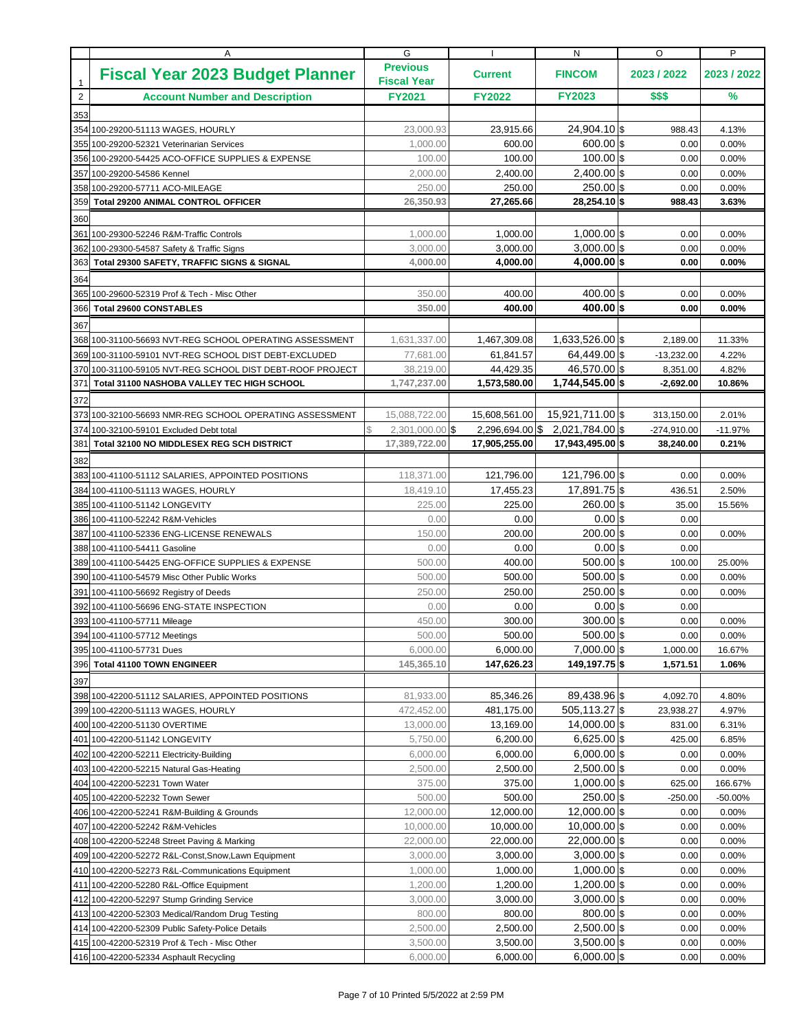| | A | G | I | N | O | P |
|---|---|---|---|---|---|---|
| 1 | **Fiscal Year 2023 Budget Planner** | **Previous Fiscal Year** | **Current** | **FINCOM** | **2023 / 2022** | **2023 / 2022** |
| 2 | **Account Number and Description** | **FY2021** | **FY2022** | **FY2023** | **$$$** | **%** |
| 353 | | | | | | |
| 354 | 100-29200-51113 WAGES, HOURLY | 23,000.93 | 23,915.66 | 24,904.10 $ | 988.43 | 4.13% |
| 355 | 100-29200-52321 Veterinarian Services | 1,000.00 | 600.00 | 600.00 $ | 0.00 | 0.00% |
| 356 | 100-29200-54425 ACO-OFFICE SUPPLIES & EXPENSE | 100.00 | 100.00 | 100.00 $ | 0.00 | 0.00% |
| 357 | 100-29200-54586 Kennel | 2,000.00 | 2,400.00 | 2,400.00 $ | 0.00 | 0.00% |
| 358 | 100-29200-57711 ACO-MILEAGE | 250.00 | 250.00 | 250.00 $ | 0.00 | 0.00% |
| 359 | **Total 29200 ANIMAL CONTROL OFFICER** | **26,350.93** | **27,265.66** | **28,254.10 $** | **988.43** | **3.63%** |
| 360 | | | | | | |
| 361 | 100-29300-52246 R&M-Traffic Controls | 1,000.00 | 1,000.00 | 1,000.00 $ | 0.00 | 0.00% |
| 362 | 100-29300-54587 Safety & Traffic Signs | 3,000.00 | 3,000.00 | 3,000.00 $ | 0.00 | 0.00% |
| 363 | **Total 29300 SAFETY, TRAFFIC SIGNS & SIGNAL** | **4,000.00** | **4,000.00** | **4,000.00 $** | **0.00** | **0.00%** |
| 364 | | | | | | |
| 365 | 100-29600-52319 Prof & Tech - Misc Other | 350.00 | 400.00 | 400.00 $ | 0.00 | 0.00% |
| 366 | **Total 29600 CONSTABLES** | **350.00** | **400.00** | **400.00 $** | **0.00** | **0.00%** |
| 367 | | | | | | |
| 368 | 100-31100-56693 NVT-REG SCHOOL OPERATING ASSESSMENT | 1,631,337.00 | 1,467,309.08 | 1,633,526.00 $ | 2,189.00 | 11.33% |
| 369 | 100-31100-59101 NVT-REG SCHOOL DIST DEBT-EXCLUDED | 77,681.00 | 61,841.57 | 64,449.00 $ | -13,232.00 | 4.22% |
| 370 | 100-31100-59105 NVT-REG SCHOOL DIST DEBT-ROOF PROJECT | 38,219.00 | 44,429.35 | 46,570.00 $ | 8,351.00 | 4.82% |
| 371 | **Total 31100 NASHOBA VALLEY TEC HIGH SCHOOL** | **1,747,237.00** | **1,573,580.00** | **1,744,545.00 $** | **-2,692.00** | **10.86%** |
| 372 | | | | | | |
| 373 | 100-32100-56693 NMR-REG SCHOOL OPERATING ASSESSMENT | 15,088,722.00 | 15,608,561.00 | 15,921,711.00 $ | 313,150.00 | 2.01% |
| 374 | 100-32100-59101 Excluded Debt total | $ 2,301,000.00 $ | 2,296,694.00 $ | 2,021,784.00 $ | -274,910.00 | -11.97% |
| 381 | **Total 32100 NO MIDDLESEX REG SCH DISTRICT** | **17,389,722.00** | **17,905,255.00** | **17,943,495.00 $** | **38,240.00** | **0.21%** |
| 382 | | | | | | |
| 383 | 100-41100-51112 SALARIES, APPOINTED POSITIONS | 118,371.00 | 121,796.00 | 121,796.00 $ | 0.00 | 0.00% |
| 384 | 100-41100-51113 WAGES, HOURLY | 18,419.10 | 17,455.23 | 17,891.75 $ | 436.51 | 2.50% |
| 385 | 100-41100-51142 LONGEVITY | 225.00 | 225.00 | 260.00 $ | 35.00 | 15.56% |
| 386 | 100-41100-52242 R&M-Vehicles | 0.00 | 0.00 | 0.00 $ | 0.00 | |
| 387 | 100-41100-52336 ENG-LICENSE RENEWALS | 150.00 | 200.00 | 200.00 $ | 0.00 | 0.00% |
| 388 | 100-41100-54411 Gasoline | 0.00 | 0.00 | 0.00 $ | 0.00 | |
| 389 | 100-41100-54425 ENG-OFFICE SUPPLIES & EXPENSE | 500.00 | 400.00 | 500.00 $ | 100.00 | 25.00% |
| 390 | 100-41100-54579 Misc Other Public Works | 500.00 | 500.00 | 500.00 $ | 0.00 | 0.00% |
| 391 | 100-41100-56692 Registry of Deeds | 250.00 | 250.00 | 250.00 $ | 0.00 | 0.00% |
| 392 | 100-41100-56696 ENG-STATE INSPECTION | 0.00 | 0.00 | 0.00 $ | 0.00 | |
| 393 | 100-41100-57711 Mileage | 450.00 | 300.00 | 300.00 $ | 0.00 | 0.00% |
| 394 | 100-41100-57712 Meetings | 500.00 | 500.00 | 500.00 $ | 0.00 | 0.00% |
| 395 | 100-41100-57731 Dues | 6,000.00 | 6,000.00 | 7,000.00 $ | 1,000.00 | 16.67% |
| 396 | **Total 41100 TOWN ENGINEER** | **145,365.10** | **147,626.23** | **149,197.75 $** | **1,571.51** | **1.06%** |
| 397 | | | | | | |
| 398 | 100-42200-51112 SALARIES, APPOINTED POSITIONS | 81,933.00 | 85,346.26 | 89,438.96 $ | 4,092.70 | 4.80% |
| 399 | 100-42200-51113 WAGES, HOURLY | 472,452.00 | 481,175.00 | 505,113.27 $ | 23,938.27 | 4.97% |
| 400 | 100-42200-51130 OVERTIME | 13,000.00 | 13,169.00 | 14,000.00 $ | 831.00 | 6.31% |
| 401 | 100-42200-51142 LONGEVITY | 5,750.00 | 6,200.00 | 6,625.00 $ | 425.00 | 6.85% |
| 402 | 100-42200-52211 Electricity-Building | 6,000.00 | 6,000.00 | 6,000.00 $ | 0.00 | 0.00% |
| 403 | 100-42200-52215 Natural Gas-Heating | 2,500.00 | 2,500.00 | 2,500.00 $ | 0.00 | 0.00% |
| 404 | 100-42200-52231 Town Water | 375.00 | 375.00 | 1,000.00 $ | 625.00 | 166.67% |
| 405 | 100-42200-52232 Town Sewer | 500.00 | 500.00 | 250.00 $ | -250.00 | -50.00% |
| 406 | 100-42200-52241 R&M-Building & Grounds | 12,000.00 | 12,000.00 | 12,000.00 $ | 0.00 | 0.00% |
| 407 | 100-42200-52242 R&M-Vehicles | 10,000.00 | 10,000.00 | 10,000.00 $ | 0.00 | 0.00% |
| 408 | 100-42200-52248 Street Paving & Marking | 22,000.00 | 22,000.00 | 22,000.00 $ | 0.00 | 0.00% |
| 409 | 100-42200-52272 R&L-Const,Snow,Lawn Equipment | 3,000.00 | 3,000.00 | 3,000.00 $ | 0.00 | 0.00% |
| 410 | 100-42200-52273 R&L-Communications Equipment | 1,000.00 | 1,000.00 | 1,000.00 $ | 0.00 | 0.00% |
| 411 | 100-42200-52280 R&L-Office Equipment | 1,200.00 | 1,200.00 | 1,200.00 $ | 0.00 | 0.00% |
| 412 | 100-42200-52297 Stump Grinding Service | 3,000.00 | 3,000.00 | 3,000.00 $ | 0.00 | 0.00% |
| 413 | 100-42200-52303 Medical/Random Drug Testing | 800.00 | 800.00 | 800.00 $ | 0.00 | 0.00% |
| 414 | 100-42200-52309 Public Safety-Police Details | 2,500.00 | 2,500.00 | 2,500.00 $ | 0.00 | 0.00% |
| 415 | 100-42200-52319 Prof & Tech - Misc Other | 3,500.00 | 3,500.00 | 3,500.00 $ | 0.00 | 0.00% |
| 416 | 100-42200-52334 Asphault Recycling | 6,000.00 | 6,000.00 | 6,000.00 $ | 0.00 | 0.00% |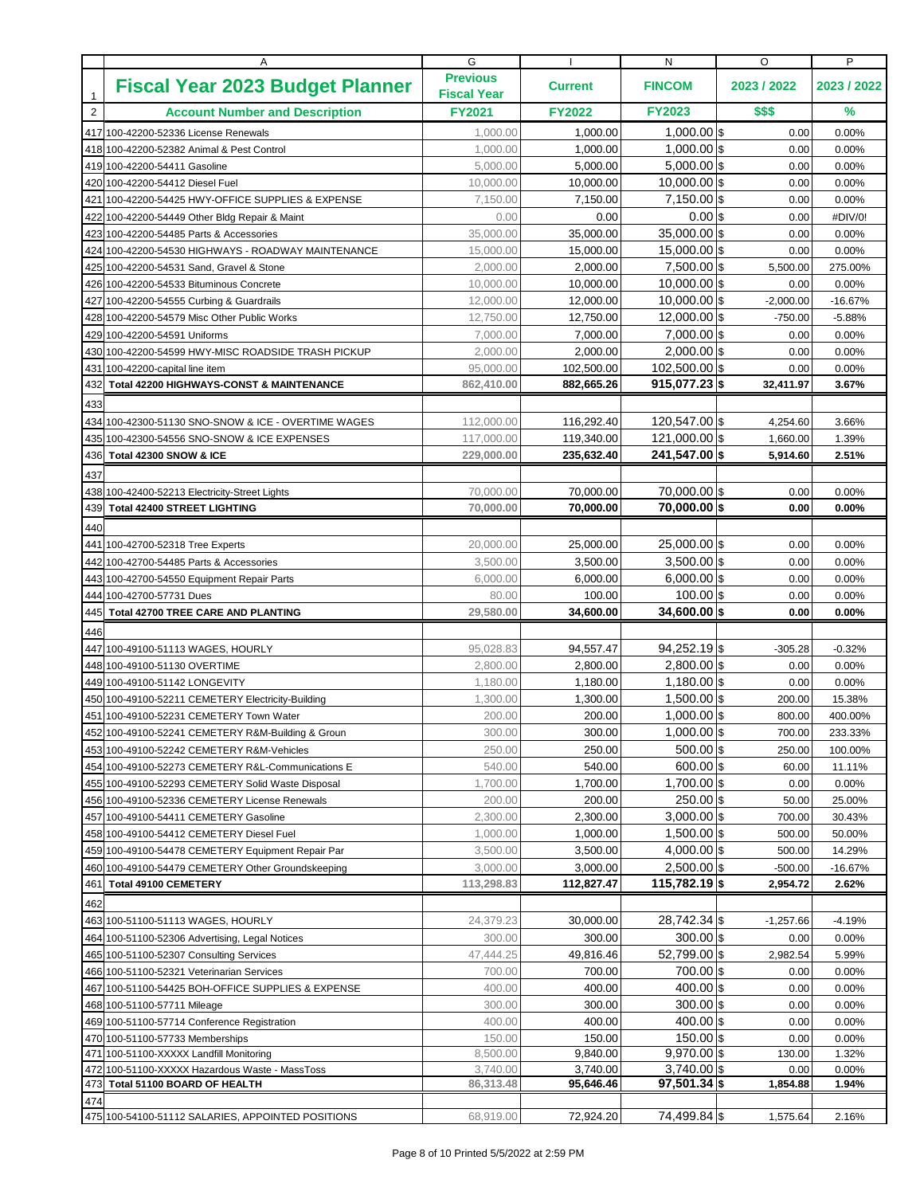| | A | G | I | N | O | P |
|---|---|---|---|---|---|---|
| 1 | **Fiscal Year 2023 Budget Planner** | **Previous Fiscal Year** | **Current** | **FINCOM** | **2023 / 2022** | **2023 / 2022** |
| 2 | **Account Number and Description** | **FY2021** | **FY2022** | **FY2023** | **$$$** | **%** |
| 417 | 100-42200-52336 License Renewals | 1,000.00 | 1,000.00 | 1,000.00 | $ 0.00 | 0.00% |
| 418 | 100-42200-52382 Animal & Pest Control | 1,000.00 | 1,000.00 | 1,000.00 | $ 0.00 | 0.00% |
| 419 | 100-42200-54411 Gasoline | 5,000.00 | 5,000.00 | 5,000.00 | $ 0.00 | 0.00% |
| 420 | 100-42200-54412 Diesel Fuel | 10,000.00 | 10,000.00 | 10,000.00 | $ 0.00 | 0.00% |
| 421 | 100-42200-54425 HWY-OFFICE SUPPLIES & EXPENSE | 7,150.00 | 7,150.00 | 7,150.00 | $ 0.00 | 0.00% |
| 422 | 100-42200-54449 Other Bldg Repair & Maint | 0.00 | 0.00 | 0.00 | $ 0.00 | #DIV/0! |
| 423 | 100-42200-54485 Parts & Accessories | 35,000.00 | 35,000.00 | 35,000.00 | $ 0.00 | 0.00% |
| 424 | 100-42200-54530 HIGHWAYS - ROADWAY MAINTENANCE | 15,000.00 | 15,000.00 | 15,000.00 | $ 0.00 | 0.00% |
| 425 | 100-42200-54531 Sand, Gravel & Stone | 2,000.00 | 2,000.00 | 7,500.00 | $ 5,500.00 | 275.00% |
| 426 | 100-42200-54533 Bituminous Concrete | 10,000.00 | 10,000.00 | 10,000.00 | $ 0.00 | 0.00% |
| 427 | 100-42200-54555 Curbing & Guardrails | 12,000.00 | 12,000.00 | 10,000.00 | $ -2,000.00 | -16.67% |
| 428 | 100-42200-54579 Misc Other Public Works | 12,750.00 | 12,750.00 | 12,000.00 | $ -750.00 | -5.88% |
| 429 | 100-42200-54591 Uniforms | 7,000.00 | 7,000.00 | 7,000.00 | $ 0.00 | 0.00% |
| 430 | 100-42200-54599 HWY-MISC ROADSIDE TRASH PICKUP | 2,000.00 | 2,000.00 | 2,000.00 | $ 0.00 | 0.00% |
| 431 | 100-42200-capital line item | 95,000.00 | 102,500.00 | 102,500.00 | $ 0.00 | 0.00% |
| 432 | **Total 42200 HIGHWAYS-CONST & MAINTENANCE** | **862,410.00** | **882,665.26** | **915,077.23** | **$ 32,411.97** | **3.67%** |
| 433 | | | | | | |
| 434 | 100-42300-51130 SNO-SNOW & ICE - OVERTIME WAGES | 112,000.00 | 116,292.40 | 120,547.00 | $ 4,254.60 | 3.66% |
| 435 | 100-42300-54556 SNO-SNOW & ICE EXPENSES | 117,000.00 | 119,340.00 | 121,000.00 | $ 1,660.00 | 1.39% |
| 436 | **Total 42300 SNOW & ICE** | **229,000.00** | **235,632.40** | **241,547.00** | **$ 5,914.60** | **2.51%** |
| 437 | | | | | | |
| 438 | 100-42400-52213 Electricity-Street Lights | 70,000.00 | 70,000.00 | 70,000.00 | $ 0.00 | 0.00% |
| 439 | **Total 42400 STREET LIGHTING** | **70,000.00** | **70,000.00** | **70,000.00** | **$ 0.00** | **0.00%** |
| 440 | | | | | | |
| 441 | 100-42700-52318 Tree Experts | 20,000.00 | 25,000.00 | 25,000.00 | $ 0.00 | 0.00% |
| 442 | 100-42700-54485 Parts & Accessories | 3,500.00 | 3,500.00 | 3,500.00 | $ 0.00 | 0.00% |
| 443 | 100-42700-54550 Equipment Repair Parts | 6,000.00 | 6,000.00 | 6,000.00 | $ 0.00 | 0.00% |
| 444 | 100-42700-57731 Dues | 80.00 | 100.00 | 100.00 | $ 0.00 | 0.00% |
| 445 | **Total 42700 TREE CARE AND PLANTING** | **29,580.00** | **34,600.00** | **34,600.00** | **$ 0.00** | **0.00%** |
| 446 | | | | | | |
| 447 | 100-49100-51113 WAGES, HOURLY | 95,028.83 | 94,557.47 | 94,252.19 | $ -305.28 | -0.32% |
| 448 | 100-49100-51130 OVERTIME | 2,800.00 | 2,800.00 | 2,800.00 | $ 0.00 | 0.00% |
| 449 | 100-49100-51142 LONGEVITY | 1,180.00 | 1,180.00 | 1,180.00 | $ 0.00 | 0.00% |
| 450 | 100-49100-52211 CEMETERY Electricity-Building | 1,300.00 | 1,300.00 | 1,500.00 | $ 200.00 | 15.38% |
| 451 | 100-49100-52231 CEMETERY Town Water | 200.00 | 200.00 | 1,000.00 | $ 800.00 | 400.00% |
| 452 | 100-49100-52241 CEMETERY R&M-Building & Groun | 300.00 | 300.00 | 1,000.00 | $ 700.00 | 233.33% |
| 453 | 100-49100-52242 CEMETERY R&M-Vehicles | 250.00 | 250.00 | 500.00 | $ 250.00 | 100.00% |
| 454 | 100-49100-52273 CEMETERY R&L-Communications E | 540.00 | 540.00 | 600.00 | $ 60.00 | 11.11% |
| 455 | 100-49100-52293 CEMETERY Solid Waste Disposal | 1,700.00 | 1,700.00 | 1,700.00 | $ 0.00 | 0.00% |
| 456 | 100-49100-52336 CEMETERY License Renewals | 200.00 | 200.00 | 250.00 | $ 50.00 | 25.00% |
| 457 | 100-49100-54411 CEMETERY Gasoline | 2,300.00 | 2,300.00 | 3,000.00 | $ 700.00 | 30.43% |
| 458 | 100-49100-54412 CEMETERY Diesel Fuel | 1,000.00 | 1,000.00 | 1,500.00 | $ 500.00 | 50.00% |
| 459 | 100-49100-54478 CEMETERY Equipment Repair Par | 3,500.00 | 3,500.00 | 4,000.00 | $ 500.00 | 14.29% |
| 460 | 100-49100-54479 CEMETERY Other Groundskeeping | 3,000.00 | 3,000.00 | 2,500.00 | $ -500.00 | -16.67% |
| 461 | **Total 49100 CEMETERY** | **113,298.83** | **112,827.47** | **115,782.19** | **$ 2,954.72** | **2.62%** |
| 462 | | | | | | |
| 463 | 100-51100-51113 WAGES, HOURLY | 24,379.23 | 30,000.00 | 28,742.34 | $ -1,257.66 | -4.19% |
| 464 | 100-51100-52306 Advertising, Legal Notices | 300.00 | 300.00 | 300.00 | $ 0.00 | 0.00% |
| 465 | 100-51100-52307 Consulting Services | 47,444.25 | 49,816.46 | 52,799.00 | $ 2,982.54 | 5.99% |
| 466 | 100-51100-52321 Veterinarian Services | 700.00 | 700.00 | 700.00 | $ 0.00 | 0.00% |
| 467 | 100-51100-54425 BOH-OFFICE SUPPLIES & EXPENSE | 400.00 | 400.00 | 400.00 | $ 0.00 | 0.00% |
| 468 | 100-51100-57711 Mileage | 300.00 | 300.00 | 300.00 | $ 0.00 | 0.00% |
| 469 | 100-51100-57714 Conference Registration | 400.00 | 400.00 | 400.00 | $ 0.00 | 0.00% |
| 470 | 100-51100-57733 Memberships | 150.00 | 150.00 | 150.00 | $ 0.00 | 0.00% |
| 471 | 100-51100-XXXXX Landfill Monitoring | 8,500.00 | 9,840.00 | 9,970.00 | $ 130.00 | 1.32% |
| 472 | 100-51100-XXXXX Hazardous Waste - MassToss | 3,740.00 | 3,740.00 | 3,740.00 | $ 0.00 | 0.00% |
| 473 | **Total 51100 BOARD OF HEALTH** | **86,313.48** | **95,646.46** | **97,501.34** | **$ 1,854.88** | **1.94%** |
| 474 | | | | | | |
| 475 | 100-54100-51112 SALARIES, APPOINTED POSITIONS | 68,919.00 | 72,924.20 | 74,499.84 | $ 1,575.64 | 2.16% |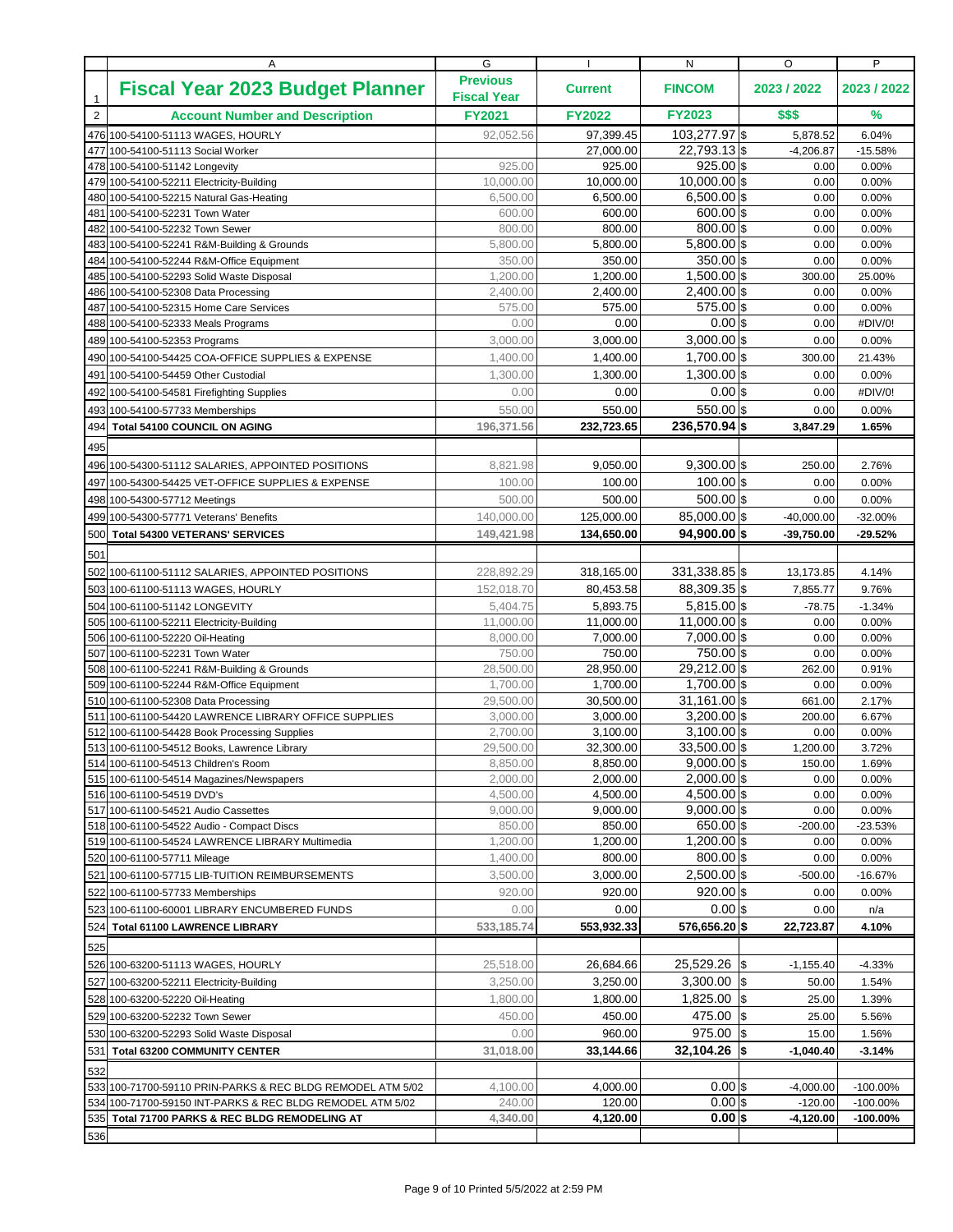| | A | G | I | N | O | P |
|---|---|---|---|---|---|---|
| 1 | **Fiscal Year 2023 Budget Planner** | **Previous Fiscal Year** | **Current** | **FINCOM** | **2023 / 2022** | **2023 / 2022** |
| 2 | **Account Number and Description** | **FY2021** | **FY2022** | **FY2023** | **$$$** | **%** |
| 476 | 100-54100-51113 WAGES, HOURLY | 92,052.56 | 97,399.45 | 103,277.97 | $ 5,878.52 | 6.04% |
| 477 | 100-54100-51113 Social Worker | | 27,000.00 | 22,793.13 | $ -4,206.87 | -15.58% |
| 478 | 100-54100-51142 Longevity | 925.00 | 925.00 | 925.00 | $ 0.00 | 0.00% |
| 479 | 100-54100-52211 Electricity-Building | 10,000.00 | 10,000.00 | 10,000.00 | $ 0.00 | 0.00% |
| 480 | 100-54100-52215 Natural Gas-Heating | 6,500.00 | 6,500.00 | 6,500.00 | $ 0.00 | 0.00% |
| 481 | 100-54100-52231 Town Water | 600.00 | 600.00 | 600.00 | $ 0.00 | 0.00% |
| 482 | 100-54100-52232 Town Sewer | 800.00 | 800.00 | 800.00 | $ 0.00 | 0.00% |
| 483 | 100-54100-52241 R&M-Building & Grounds | 5,800.00 | 5,800.00 | 5,800.00 | $ 0.00 | 0.00% |
| 484 | 100-54100-52244 R&M-Office Equipment | 350.00 | 350.00 | 350.00 | $ 0.00 | 0.00% |
| 485 | 100-54100-52293 Solid Waste Disposal | 1,200.00 | 1,200.00 | 1,500.00 | $ 300.00 | 25.00% |
| 486 | 100-54100-52308 Data Processing | 2,400.00 | 2,400.00 | 2,400.00 | $ 0.00 | 0.00% |
| 487 | 100-54100-52315 Home Care Services | 575.00 | 575.00 | 575.00 | $ 0.00 | 0.00% |
| 488 | 100-54100-52333 Meals Programs | 0.00 | 0.00 | 0.00 | $ 0.00 | #DIV/0! |
| 489 | 100-54100-52353 Programs | 3,000.00 | 3,000.00 | 3,000.00 | $ 0.00 | 0.00% |
| 490 | 100-54100-54425 COA-OFFICE SUPPLIES & EXPENSE | 1,400.00 | 1,400.00 | 1,700.00 | $ 300.00 | 21.43% |
| 491 | 100-54100-54459 Other Custodial | 1,300.00 | 1,300.00 | 1,300.00 | $ 0.00 | 0.00% |
| 492 | 100-54100-54581 Firefighting Supplies | 0.00 | 0.00 | 0.00 | $ 0.00 | #DIV/0! |
| 493 | 100-54100-57733 Memberships | 550.00 | 550.00 | 550.00 | $ 0.00 | 0.00% |
| 494 | **Total 54100 COUNCIL ON AGING** | **196,371.56** | **232,723.65** | **236,570.94** | **$ 3,847.29** | **1.65%** |
| 495 | | | | | | |
| 496 | 100-54300-51112 SALARIES, APPOINTED POSITIONS | 8,821.98 | 9,050.00 | 9,300.00 | $ 250.00 | 2.76% |
| 497 | 100-54300-54425 VET-OFFICE SUPPLIES & EXPENSE | 100.00 | 100.00 | 100.00 | $ 0.00 | 0.00% |
| 498 | 100-54300-57712 Meetings | 500.00 | 500.00 | 500.00 | $ 0.00 | 0.00% |
| 499 | 100-54300-57771 Veterans' Benefits | 140,000.00 | 125,000.00 | 85,000.00 | $ -40,000.00 | -32.00% |
| 500 | **Total 54300 VETERANS' SERVICES** | **149,421.98** | **134,650.00** | **94,900.00** | **$ -39,750.00** | **-29.52%** |
| 501 | | | | | | |
| 502 | 100-61100-51112 SALARIES, APPOINTED POSITIONS | 228,892.29 | 318,165.00 | 331,338.85 | $ 13,173.85 | 4.14% |
| 503 | 100-61100-51113 WAGES, HOURLY | 152,018.70 | 80,453.58 | 88,309.35 | $ 7,855.77 | 9.76% |
| 504 | 100-61100-51142 LONGEVITY | 5,404.75 | 5,893.75 | 5,815.00 | $ -78.75 | -1.34% |
| 505 | 100-61100-52211 Electricity-Building | 11,000.00 | 11,000.00 | 11,000.00 | $ 0.00 | 0.00% |
| 506 | 100-61100-52220 Oil-Heating | 8,000.00 | 7,000.00 | 7,000.00 | $ 0.00 | 0.00% |
| 507 | 100-61100-52231 Town Water | 750.00 | 750.00 | 750.00 | $ 0.00 | 0.00% |
| 508 | 100-61100-52241 R&M-Building & Grounds | 28,500.00 | 28,950.00 | 29,212.00 | $ 262.00 | 0.91% |
| 509 | 100-61100-52244 R&M-Office Equipment | 1,700.00 | 1,700.00 | 1,700.00 | $ 0.00 | 0.00% |
| 510 | 100-61100-52308 Data Processing | 29,500.00 | 30,500.00 | 31,161.00 | $ 661.00 | 2.17% |
| 511 | 100-61100-54420 LAWRENCE LIBRARY OFFICE SUPPLIES | 3,000.00 | 3,000.00 | 3,200.00 | $ 200.00 | 6.67% |
| 512 | 100-61100-54428 Book Processing Supplies | 2,700.00 | 3,100.00 | 3,100.00 | $ 0.00 | 0.00% |
| 513 | 100-61100-54512 Books, Lawrence Library | 29,500.00 | 32,300.00 | 33,500.00 | $ 1,200.00 | 3.72% |
| 514 | 100-61100-54513 Children's Room | 8,850.00 | 8,850.00 | 9,000.00 | $ 150.00 | 1.69% |
| 515 | 100-61100-54514 Magazines/Newspapers | 2,000.00 | 2,000.00 | 2,000.00 | $ 0.00 | 0.00% |
| 516 | 100-61100-54519 DVD's | 4,500.00 | 4,500.00 | 4,500.00 | $ 0.00 | 0.00% |
| 517 | 100-61100-54521 Audio Cassettes | 9,000.00 | 9,000.00 | 9,000.00 | $ 0.00 | 0.00% |
| 518 | 100-61100-54522 Audio - Compact Discs | 850.00 | 850.00 | 650.00 | $ -200.00 | -23.53% |
| 519 | 100-61100-54524 LAWRENCE LIBRARY Multimedia | 1,200.00 | 1,200.00 | 1,200.00 | $ 0.00 | 0.00% |
| 520 | 100-61100-57711 Mileage | 1,400.00 | 800.00 | 800.00 | $ 0.00 | 0.00% |
| 521 | 100-61100-57715 LIB-TUITION REIMBURSEMENTS | 3,500.00 | 3,000.00 | 2,500.00 | $ -500.00 | -16.67% |
| 522 | 100-61100-57733 Memberships | 920.00 | 920.00 | 920.00 | $ 0.00 | 0.00% |
| 523 | 100-61100-60001 LIBRARY ENCUMBERED FUNDS | 0.00 | 0.00 | 0.00 | $ 0.00 | n/a |
| 524 | **Total 61100 LAWRENCE LIBRARY** | **533,185.74** | **553,932.33** | **576,656.20** | **$ 22,723.87** | **4.10%** |
| 525 | | | | | | |
| 526 | 100-63200-51113 WAGES, HOURLY | 25,518.00 | 26,684.66 | 25,529.26 | $ -1,155.40 | -4.33% |
| 527 | 100-63200-52211 Electricity-Building | 3,250.00 | 3,250.00 | 3,300.00 | $ 50.00 | 1.54% |
| 528 | 100-63200-52220 Oil-Heating | 1,800.00 | 1,800.00 | 1,825.00 | $ 25.00 | 1.39% |
| 529 | 100-63200-52232 Town Sewer | 450.00 | 450.00 | 475.00 | $ 25.00 | 5.56% |
| 530 | 100-63200-52293 Solid Waste Disposal | 0.00 | 960.00 | 975.00 | $ 15.00 | 1.56% |
| 531 | **Total 63200 COMMUNITY CENTER** | **31,018.00** | **33,144.66** | **32,104.26** | **$ -1,040.40** | **-3.14%** |
| 532 | | | | | | |
| 533 | 100-71700-59110 PRIN-PARKS & REC BLDG REMODEL ATM 5/02 | 4,100.00 | 4,000.00 | 0.00 | $ -4,000.00 | -100.00% |
| 534 | 100-71700-59150 INT-PARKS & REC BLDG REMODEL ATM 5/02 | 240.00 | 120.00 | 0.00 | $ -120.00 | -100.00% |
| 535 | **Total 71700 PARKS & REC BLDG REMODELING AT** | **4,340.00** | **4,120.00** | **0.00** | **$ -4,120.00** | **-100.00%** |
| 536 | | | | | | |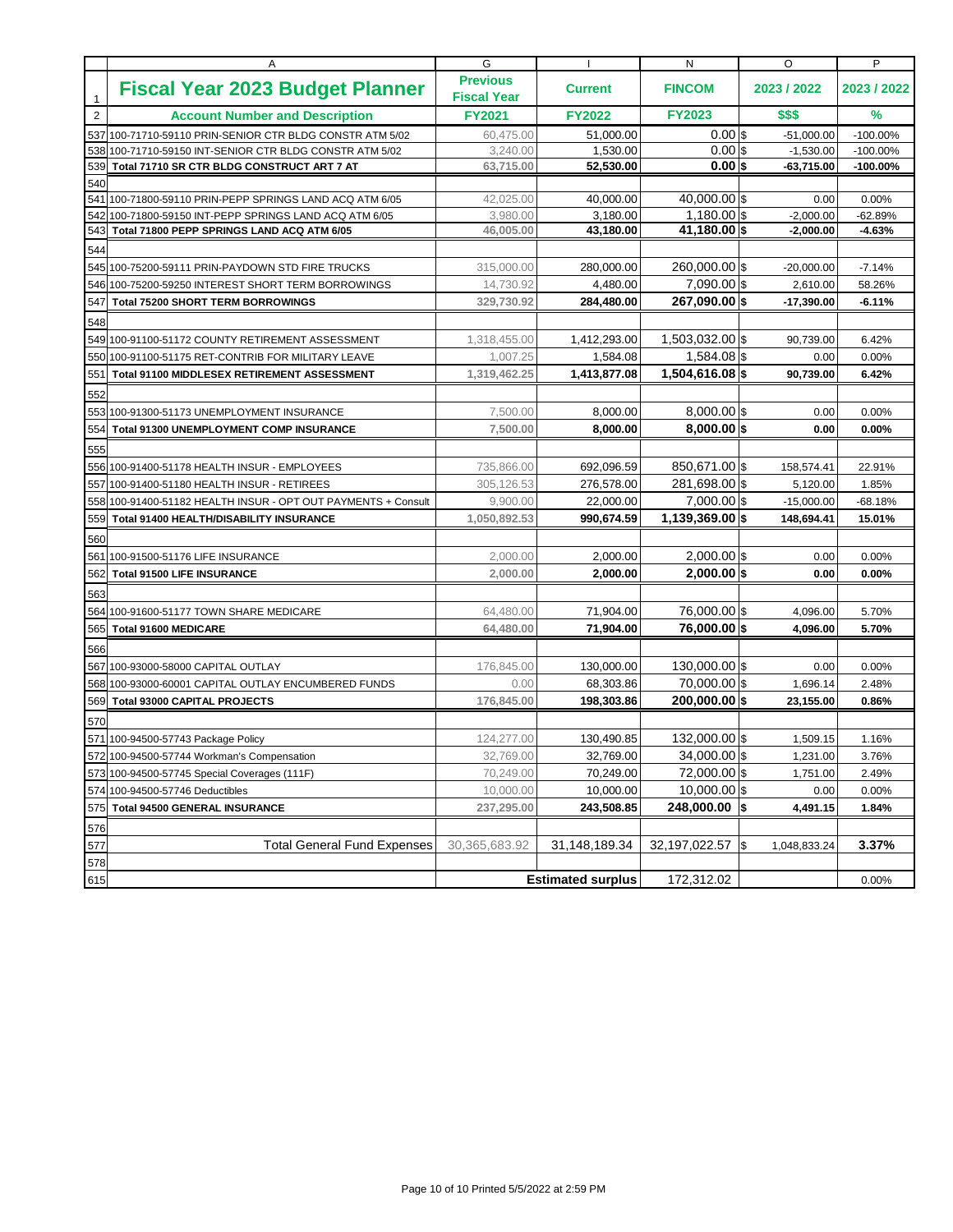| | A | G | I | N | O | P |
|---|---|---|---|---|---|---|
| 1 | **Fiscal Year 2023 Budget Planner** | **Previous Fiscal Year** | **Current** | **FINCOM** | **2023 / 2022** | **2023 / 2022** |
| 2 | **Account Number and Description** | **FY2021** | **FY2022** | **FY2023** | **$$$** | **%** |
| 537 | 100-71710-59110 PRIN-SENIOR CTR BLDG CONSTR ATM 5/02 | 60,475.00 | 51,000.00 | 0.00 | $ -51,000.00 | -100.00% |
| 538 | 100-71710-59150 INT-SENIOR CTR BLDG CONSTR ATM 5/02 | 3,240.00 | 1,530.00 | 0.00 | $ -1,530.00 | -100.00% |
| 539 | **Total 71710 SR CTR BLDG CONSTRUCT ART 7 AT** | **63,715.00** | **52,530.00** | **0.00** | **$ -63,715.00** | **-100.00%** |
| 540 | | | | | | |
| 541 | 100-71800-59110 PRIN-PEPP SPRINGS LAND ACQ ATM 6/05 | 42,025.00 | 40,000.00 | 40,000.00 | $ 0.00 | 0.00% |
| 542 | 100-71800-59150 INT-PEPP SPRINGS LAND ACQ ATM 6/05 | 3,980.00 | 3,180.00 | 1,180.00 | $ -2,000.00 | -62.89% |
| 543 | **Total 71800 PEPP SPRINGS LAND ACQ ATM 6/05** | **46,005.00** | **43,180.00** | **41,180.00** | **$ -2,000.00** | **-4.63%** |
| 544 | | | | | | |
| 545 | 100-75200-59111 PRIN-PAYDOWN STD FIRE TRUCKS | 315,000.00 | 280,000.00 | 260,000.00 | $ -20,000.00 | -7.14% |
| 546 | 100-75200-59250 INTEREST SHORT TERM BORROWINGS | 14,730.92 | 4,480.00 | 7,090.00 | $ 2,610.00 | 58.26% |
| 547 | **Total 75200 SHORT TERM BORROWINGS** | **329,730.92** | **284,480.00** | **267,090.00** | **$ -17,390.00** | **-6.11%** |
| 548 | | | | | | |
| 549 | 100-91100-51172 COUNTY RETIREMENT ASSESSMENT | 1,318,455.00 | 1,412,293.00 | 1,503,032.00 | $ 90,739.00 | 6.42% |
| 550 | 100-91100-51175 RET-CONTRIB FOR MILITARY LEAVE | 1,007.25 | 1,584.08 | 1,584.08 | $ 0.00 | 0.00% |
| 551 | **Total 91100 MIDDLESEX RETIREMENT ASSESSMENT** | **1,319,462.25** | **1,413,877.08** | **1,504,616.08** | **$ 90,739.00** | **6.42%** |
| 552 | | | | | | |
| 553 | 100-91300-51173 UNEMPLOYMENT INSURANCE | 7,500.00 | 8,000.00 | 8,000.00 | $ 0.00 | 0.00% |
| 554 | **Total 91300 UNEMPLOYMENT COMP INSURANCE** | **7,500.00** | **8,000.00** | **8,000.00** | **$ 0.00** | **0.00%** |
| 555 | | | | | | |
| 556 | 100-91400-51178 HEALTH INSUR - EMPLOYEES | 735,866.00 | 692,096.59 | 850,671.00 | $ 158,574.41 | 22.91% |
| 557 | 100-91400-51180 HEALTH INSUR - RETIREES | 305,126.53 | 276,578.00 | 281,698.00 | $ 5,120.00 | 1.85% |
| 558 | 100-91400-51182 HEALTH INSUR - OPT OUT PAYMENTS + Consult | 9,900.00 | 22,000.00 | 7,000.00 | $ -15,000.00 | -68.18% |
| 559 | **Total 91400 HEALTH/DISABILITY INSURANCE** | **1,050,892.53** | **990,674.59** | **1,139,369.00** | **$ 148,694.41** | **15.01%** |
| 560 | | | | | | |
| 561 | 100-91500-51176 LIFE INSURANCE | 2,000.00 | 2,000.00 | 2,000.00 | $ 0.00 | 0.00% |
| 562 | **Total 91500 LIFE INSURANCE** | **2,000.00** | **2,000.00** | **2,000.00** | **$ 0.00** | **0.00%** |
| 563 | | | | | | |
| 564 | 100-91600-51177 TOWN SHARE MEDICARE | 64,480.00 | 71,904.00 | 76,000.00 | $ 4,096.00 | 5.70% |
| 565 | **Total 91600 MEDICARE** | **64,480.00** | **71,904.00** | **76,000.00** | **$ 4,096.00** | **5.70%** |
| 566 | | | | | | |
| 567 | 100-93000-58000 CAPITAL OUTLAY | 176,845.00 | 130,000.00 | 130,000.00 | $ 0.00 | 0.00% |
| 568 | 100-93000-60001 CAPITAL OUTLAY ENCUMBERED FUNDS | 0.00 | 68,303.86 | 70,000.00 | $ 1,696.14 | 2.48% |
| 569 | **Total 93000 CAPITAL PROJECTS** | **176,845.00** | **198,303.86** | **200,000.00** | **$ 23,155.00** | **0.86%** |
| 570 | | | | | | |
| 571 | 100-94500-57743 Package Policy | 124,277.00 | 130,490.85 | 132,000.00 | $ 1,509.15 | 1.16% |
| 572 | 100-94500-57744 Workman's Compensation | 32,769.00 | 32,769.00 | 34,000.00 | $ 1,231.00 | 3.76% |
| 573 | 100-94500-57745 Special Coverages (111F) | 70,249.00 | 70,249.00 | 72,000.00 | $ 1,751.00 | 2.49% |
| 574 | 100-94500-57746 Deductibles | 10,000.00 | 10,000.00 | 10,000.00 | $ 0.00 | 0.00% |
| 575 | **Total 94500 GENERAL INSURANCE** | **237,295.00** | **243,508.85** | **248,000.00** | **$ 4,491.15** | **1.84%** |
| 576 | | | | | | |
| 577 | Total General Fund Expenses | 30,365,683.92 | 31,148,189.34 | 32,197,022.57 | $ 1,048,833.24 | **3.37%** |
| 578 | | | | | | |
| 615 | | | **Estimated surplus** | 172,312.02 | | 0.00% |